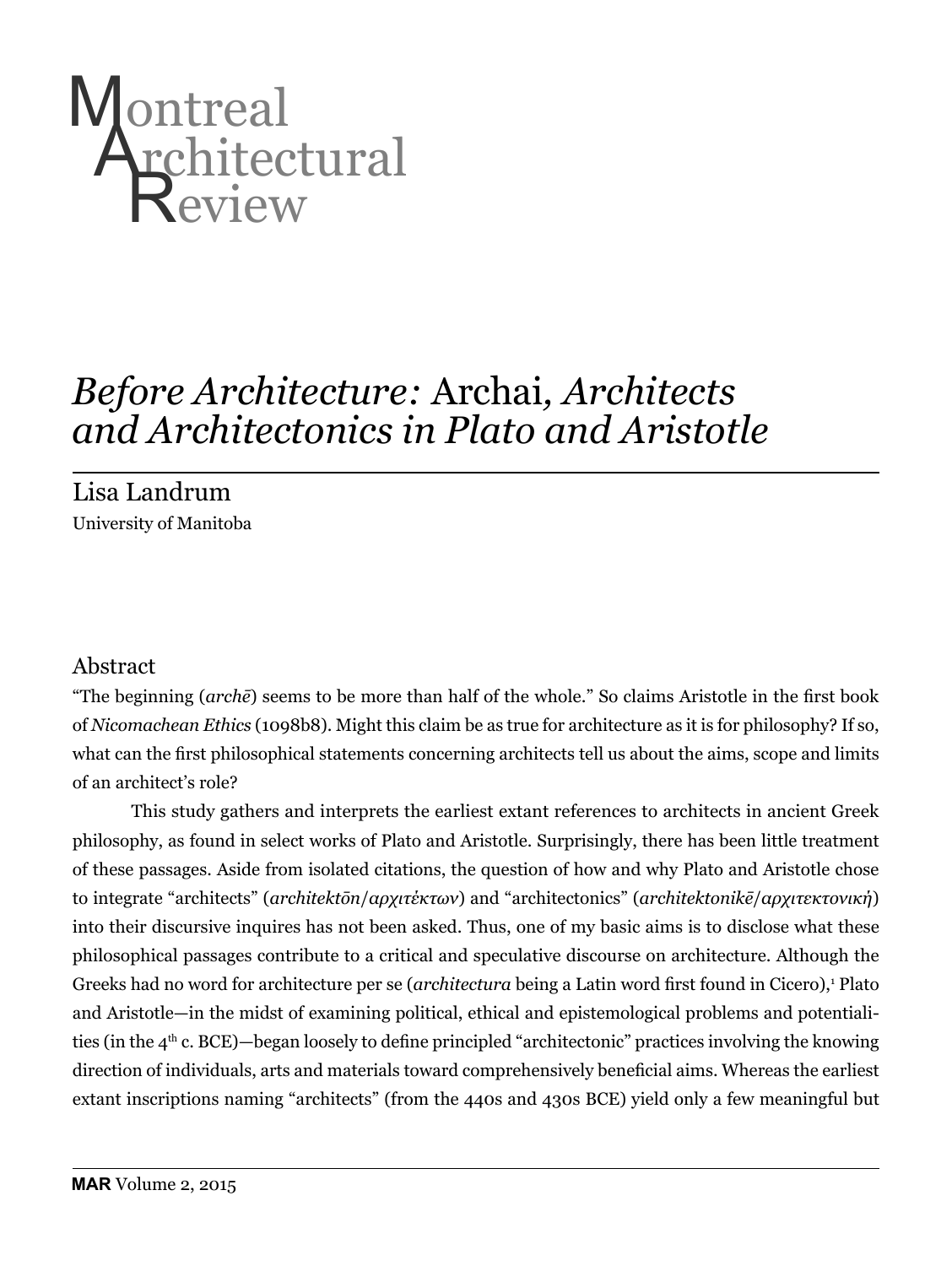# Montreal Architectural Review

# *Before Architecture:* Archai*, Architects and Architectonics in Plato and Aristotle*

Lisa Landrum

University of Manitoba

## Abstract

"The beginning (*archē*) seems to be more than half of the whole." So claims Aristotle in the first book of *Nicomachean Ethics* (1098b8). Might this claim be as true for architecture as it is for philosophy? If so, what can the first philosophical statements concerning architects tell us about the aims, scope and limits of an architect's role?

This study gathers and interprets the earliest extant references to architects in ancient Greek philosophy, as found in select works of Plato and Aristotle. Surprisingly, there has been little treatment of these passages. Aside from isolated citations, the question of how and why Plato and Aristotle chose to integrate "architects" (*architektōn*/*αρχιτέκτων*) and "architectonics" (*architektonikē*/*αρχιτεκτονική*) into their discursive inquires has not been asked. Thus, one of my basic aims is to disclose what these philosophical passages contribute to a critical and speculative discourse on architecture. Although the Greeks had no word for architecture per se (*architectura* being a Latin word first found in Cicero),[1] Plato and Aristotle—in the midst of examining political, ethical and epistemological problems and potentialities (in the 4th c. BCE)—began loosely to define principled "architectonic" practices involving the knowing direction of individuals, arts and materials toward comprehensively beneficial aims. Whereas the earliest extant inscriptions naming "architects" (from the 440s and 430s BCE) yield only a few meaningful but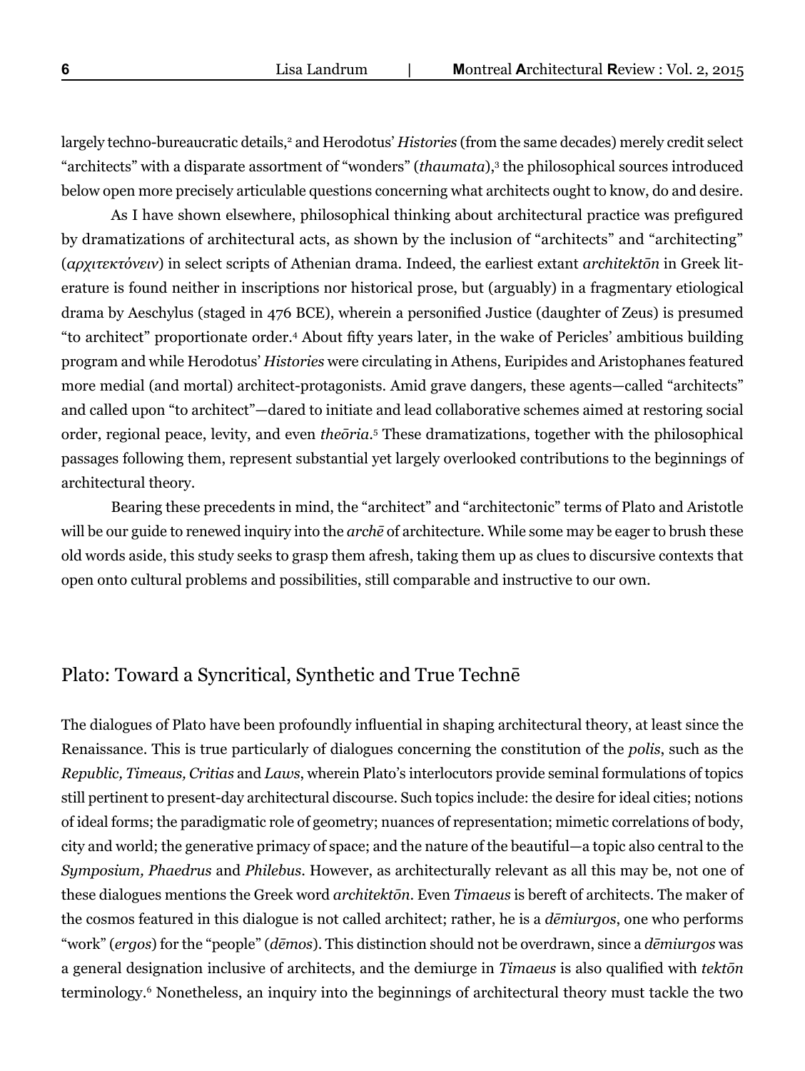largely techno-bureaucratic details,[2] and Herodotus' *Histories* (from the same decades) merely credit select "architects" with a disparate assortment of "wonders" (*thaumata*),[3] the philosophical sources introduced below open more precisely articulable questions concerning what architects ought to know, do and desire.

As I have shown elsewhere, philosophical thinking about architectural practice was prefigured by dramatizations of architectural acts, as shown by the inclusion of "architects" and "architecting" (*αρχιτεκτόνειν*) in select scripts of Athenian drama. Indeed, the earliest extant *architektōn* in Greek literature is found neither in inscriptions nor historical prose, but (arguably) in a fragmentary etiological drama by Aeschylus (staged in 476 BCE), wherein a personified Justice (daughter of Zeus) is presumed "to architect" proportionate order.[4] About fifty years later, in the wake of Pericles' ambitious building program and while Herodotus' *Histories* were circulating in Athens, Euripides and Aristophanes featured more medial (and mortal) architect-protagonists. Amid grave dangers, these agents—called "architects" and called upon "to architect"—dared to initiate and lead collaborative schemes aimed at restoring social order, regional peace, levity, and even *theōria*.[5] These dramatizations, together with the philosophical passages following them, represent substantial yet largely overlooked contributions to the beginnings of architectural theory.

Bearing these precedents in mind, the "architect" and "architectonic" terms of Plato and Aristotle will be our guide to renewed inquiry into the *archē* of architecture. While some may be eager to brush these old words aside, this study seeks to grasp them afresh, taking them up as clues to discursive contexts that open onto cultural problems and possibilities, still comparable and instructive to our own.

## Plato: Toward a Syncritical, Synthetic and True Technē

The dialogues of Plato have been profoundly influential in shaping architectural theory, at least since the Renaissance. This is true particularly of dialogues concerning the constitution of the *polis*, such as the *Republic, Timeaus, Critias* and *Laws*, wherein Plato's interlocutors provide seminal formulations of topics still pertinent to present-day architectural discourse. Such topics include: the desire for ideal cities; notions of ideal forms; the paradigmatic role of geometry; nuances of representation; mimetic correlations of body, city and world; the generative primacy of space; and the nature of the beautiful—a topic also central to the *Symposium, Phaedrus* and *Philebus*. However, as architecturally relevant as all this may be, not one of these dialogues mentions the Greek word *architektōn*. Even *Timaeus* is bereft of architects. The maker of the cosmos featured in this dialogue is not called architect; rather, he is a *dēmiurgos*, one who performs "work" (*ergos*) for the "people" (*dēmos*). This distinction should not be overdrawn, since a *dēmiurgos* was a general designation inclusive of architects, and the demiurge in *Timaeus* is also qualified with *tektōn* terminology.[6] Nonetheless, an inquiry into the beginnings of architectural theory must tackle the two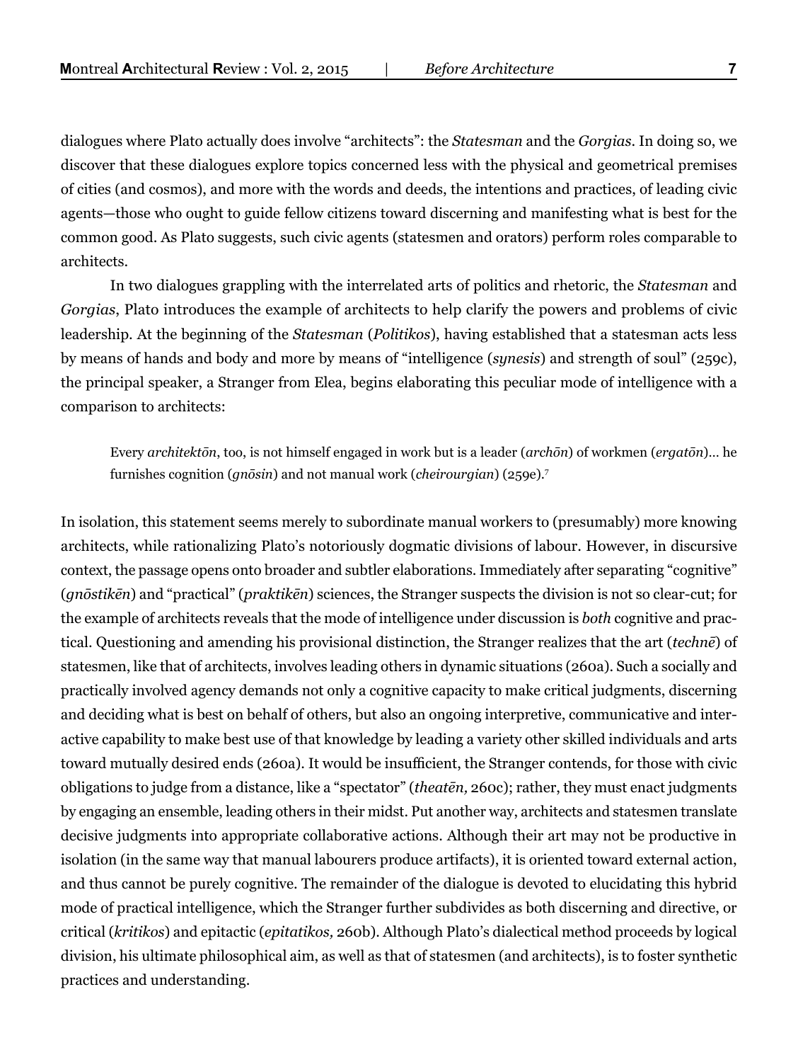dialogues where Plato actually does involve "architects": the *Statesman* and the *Gorgias*. In doing so, we discover that these dialogues explore topics concerned less with the physical and geometrical premises of cities (and cosmos), and more with the words and deeds, the intentions and practices, of leading civic agents—those who ought to guide fellow citizens toward discerning and manifesting what is best for the common good. As Plato suggests, such civic agents (statesmen and orators) perform roles comparable to architects.

In two dialogues grappling with the interrelated arts of politics and rhetoric, the *Statesman* and *Gorgias*, Plato introduces the example of architects to help clarify the powers and problems of civic leadership. At the beginning of the *Statesman* (*Politikos*), having established that a statesman acts less by means of hands and body and more by means of "intelligence (*synesis*) and strength of soul" (259c), the principal speaker, a Stranger from Elea, begins elaborating this peculiar mode of intelligence with a comparison to architects:

> Every *architektōn*, too, is not himself engaged in work but is a leader (*archōn*) of workmen (*ergatōn*)... he furnishes cognition (*gnōsin*) and not manual work (*cheirourgian*) (259e).[7]

In isolation, this statement seems merely to subordinate manual workers to (presumably) more knowing architects, while rationalizing Plato's notoriously dogmatic divisions of labour. However, in discursive context, the passage opens onto broader and subtler elaborations. Immediately after separating "cognitive" (*gnōstikēn*) and "practical" (*praktikēn*) sciences, the Stranger suspects the division is not so clear-cut; for the example of architects reveals that the mode of intelligence under discussion is *both* cognitive and practical. Questioning and amending his provisional distinction, the Stranger realizes that the art (*technē*) of statesmen, like that of architects, involves leading others in dynamic situations (260a). Such a socially and practically involved agency demands not only a cognitive capacity to make critical judgments, discerning and deciding what is best on behalf of others, but also an ongoing interpretive, communicative and interactive capability to make best use of that knowledge by leading a variety other skilled individuals and arts toward mutually desired ends (260a). It would be insufficient, the Stranger contends, for those with civic obligations to judge from a distance, like a "spectator" (*theatēn,* 260c); rather, they must enact judgments by engaging an ensemble, leading others in their midst. Put another way, architects and statesmen translate decisive judgments into appropriate collaborative actions. Although their art may not be productive in isolation (in the same way that manual labourers produce artifacts), it is oriented toward external action, and thus cannot be purely cognitive. The remainder of the dialogue is devoted to elucidating this hybrid mode of practical intelligence, which the Stranger further subdivides as both discerning and directive, or critical (*kritikos*) and epitactic (*epitatikos,* 260b). Although Plato's dialectical method proceeds by logical division, his ultimate philosophical aim, as well as that of statesmen (and architects), is to foster synthetic practices and understanding.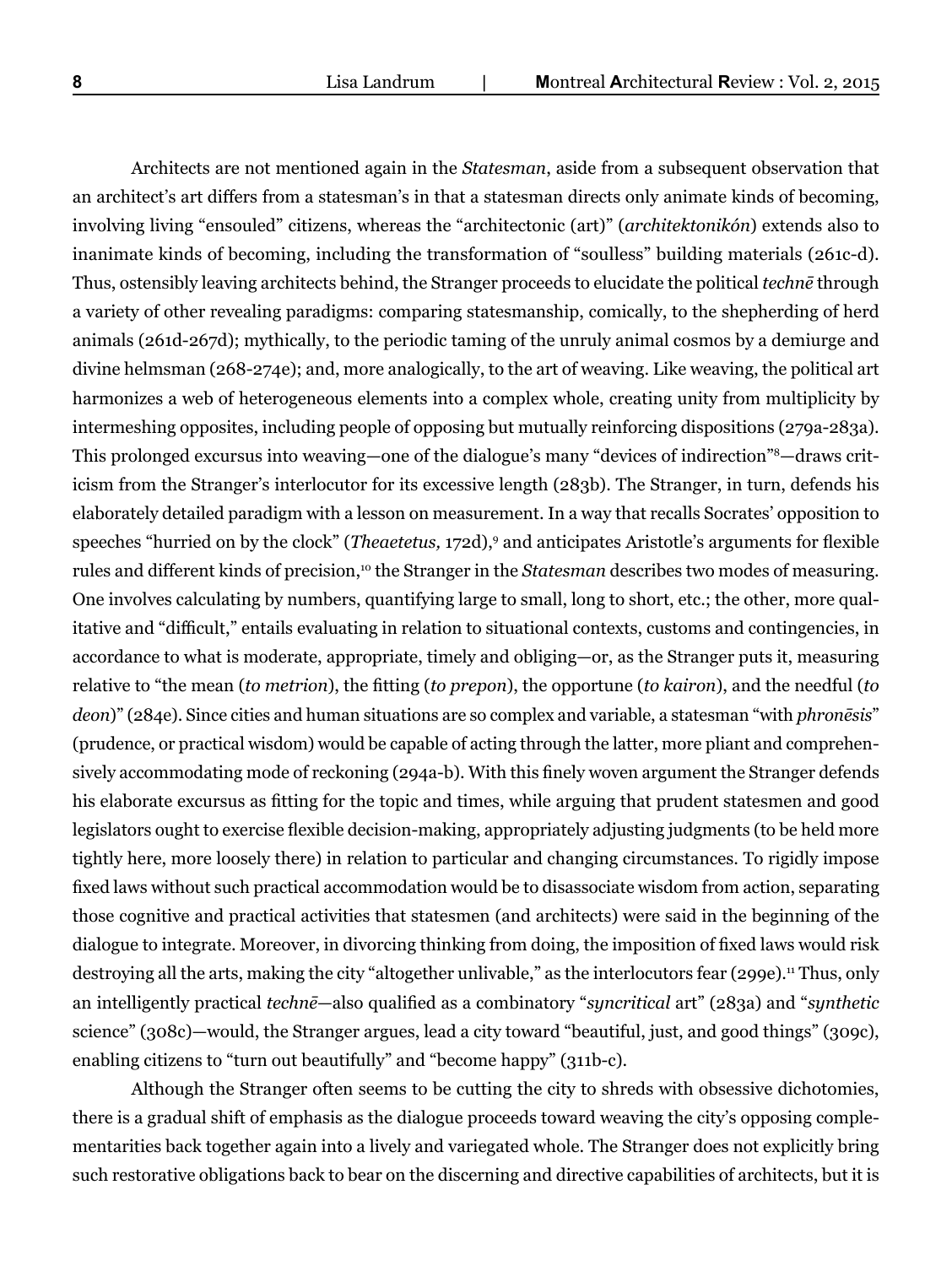Architects are not mentioned again in the *Statesman*, aside from a subsequent observation that an architect's art differs from a statesman's in that a statesman directs only animate kinds of becoming, involving living "ensouled" citizens, whereas the "architectonic (art)" (*architektonikón*) extends also to inanimate kinds of becoming, including the transformation of "soulless" building materials (261c-d). Thus, ostensibly leaving architects behind, the Stranger proceeds to elucidate the political *technē* through a variety of other revealing paradigms: comparing statesmanship, comically, to the shepherding of herd animals (261d-267d); mythically, to the periodic taming of the unruly animal cosmos by a demiurge and divine helmsman (268-274e); and, more analogically, to the art of weaving. Like weaving, the political art harmonizes a web of heterogeneous elements into a complex whole, creating unity from multiplicity by intermeshing opposites, including people of opposing but mutually reinforcing dispositions (279a-283a). This prolonged excursus into weaving—one of the dialogue's many "devices of indirection"[8]—draws criticism from the Stranger's interlocutor for its excessive length (283b). The Stranger, in turn, defends his elaborately detailed paradigm with a lesson on measurement. In a way that recalls Socrates' opposition to speeches "hurried on by the clock" (*Theaetetus,* 172d),[9] and anticipates Aristotle's arguments for flexible rules and different kinds of precision,[10] the Stranger in the *Statesman* describes two modes of measuring. One involves calculating by numbers, quantifying large to small, long to short, etc.; the other, more qualitative and "difficult," entails evaluating in relation to situational contexts, customs and contingencies, in accordance to what is moderate, appropriate, timely and obliging—or, as the Stranger puts it, measuring relative to "the mean (*to metrion*), the fitting (*to prepon*), the opportune (*to kairon*), and the needful (*to deon*)" (284e). Since cities and human situations are so complex and variable, a statesman "with *phronēsis*" (prudence, or practical wisdom) would be capable of acting through the latter, more pliant and comprehensively accommodating mode of reckoning (294a-b). With this finely woven argument the Stranger defends his elaborate excursus as fitting for the topic and times, while arguing that prudent statesmen and good legislators ought to exercise flexible decision-making, appropriately adjusting judgments (to be held more tightly here, more loosely there) in relation to particular and changing circumstances. To rigidly impose fixed laws without such practical accommodation would be to disassociate wisdom from action, separating those cognitive and practical activities that statesmen (and architects) were said in the beginning of the dialogue to integrate. Moreover, in divorcing thinking from doing, the imposition of fixed laws would risk destroying all the arts, making the city "altogether unlivable," as the interlocutors fear (299e).[11] Thus, only an intelligently practical *technē*—also qualified as a combinatory "*syncritical* art" (283a) and "*synthetic* science" (308c)—would, the Stranger argues, lead a city toward "beautiful, just, and good things" (309c), enabling citizens to "turn out beautifully" and "become happy" (311b-c).

Although the Stranger often seems to be cutting the city to shreds with obsessive dichotomies, there is a gradual shift of emphasis as the dialogue proceeds toward weaving the city's opposing complementarities back together again into a lively and variegated whole. The Stranger does not explicitly bring such restorative obligations back to bear on the discerning and directive capabilities of architects, but it is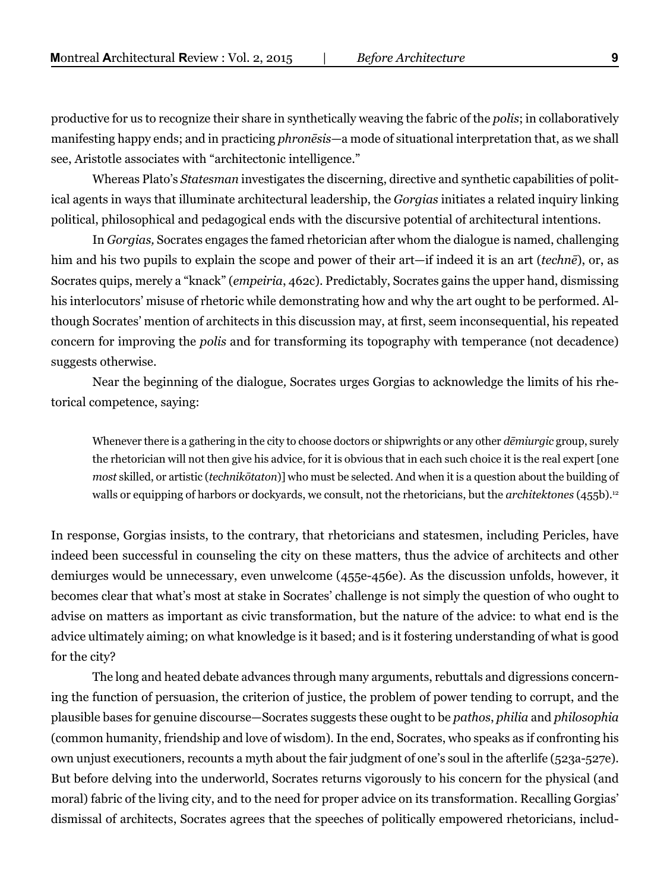productive for us to recognize their share in synthetically weaving the fabric of the *polis*; in collaboratively manifesting happy ends; and in practicing *phronēsis*—a mode of situational interpretation that, as we shall see, Aristotle associates with "architectonic intelligence."

Whereas Plato's *Statesman* investigates the discerning, directive and synthetic capabilities of political agents in ways that illuminate architectural leadership, the *Gorgias* initiates a related inquiry linking political, philosophical and pedagogical ends with the discursive potential of architectural intentions.

In *Gorgias,* Socrates engages the famed rhetorician after whom the dialogue is named, challenging him and his two pupils to explain the scope and power of their art—if indeed it is an art (*technē*), or, as Socrates quips, merely a "knack" (*empeiria*, 462c). Predictably, Socrates gains the upper hand, dismissing his interlocutors' misuse of rhetoric while demonstrating how and why the art ought to be performed. Although Socrates' mention of architects in this discussion may, at first, seem inconsequential, his repeated concern for improving the *polis* and for transforming its topography with temperance (not decadence) suggests otherwise.

Near the beginning of the dialogue, Socrates urges Gorgias to acknowledge the limits of his rhetorical competence, saying:

> Whenever there is a gathering in the city to choose doctors or shipwrights or any other *dēmiurgic* group, surely the rhetorician will not then give his advice, for it is obvious that in each such choice it is the real expert [one *most* skilled, or artistic (*technikōtaton*)] who must be selected. And when it is a question about the building of walls or equipping of harbors or dockyards, we consult, not the rhetoricians, but the *architektones* (455b).[12]

In response, Gorgias insists, to the contrary, that rhetoricians and statesmen, including Pericles, have indeed been successful in counseling the city on these matters, thus the advice of architects and other demiurges would be unnecessary, even unwelcome (455e-456e). As the discussion unfolds, however, it becomes clear that what's most at stake in Socrates' challenge is not simply the question of who ought to advise on matters as important as civic transformation, but the nature of the advice: to what end is the advice ultimately aiming; on what knowledge is it based; and is it fostering understanding of what is good for the city?

The long and heated debate advances through many arguments, rebuttals and digressions concerning the function of persuasion, the criterion of justice, the problem of power tending to corrupt, and the plausible bases for genuine discourse—Socrates suggests these ought to be *pathos*, *philia* and *philosophia* (common humanity, friendship and love of wisdom). In the end, Socrates, who speaks as if confronting his own unjust executioners, recounts a myth about the fair judgment of one's soul in the afterlife (523a-527e). But before delving into the underworld, Socrates returns vigorously to his concern for the physical (and moral) fabric of the living city, and to the need for proper advice on its transformation. Recalling Gorgias' dismissal of architects, Socrates agrees that the speeches of politically empowered rhetoricians, includ-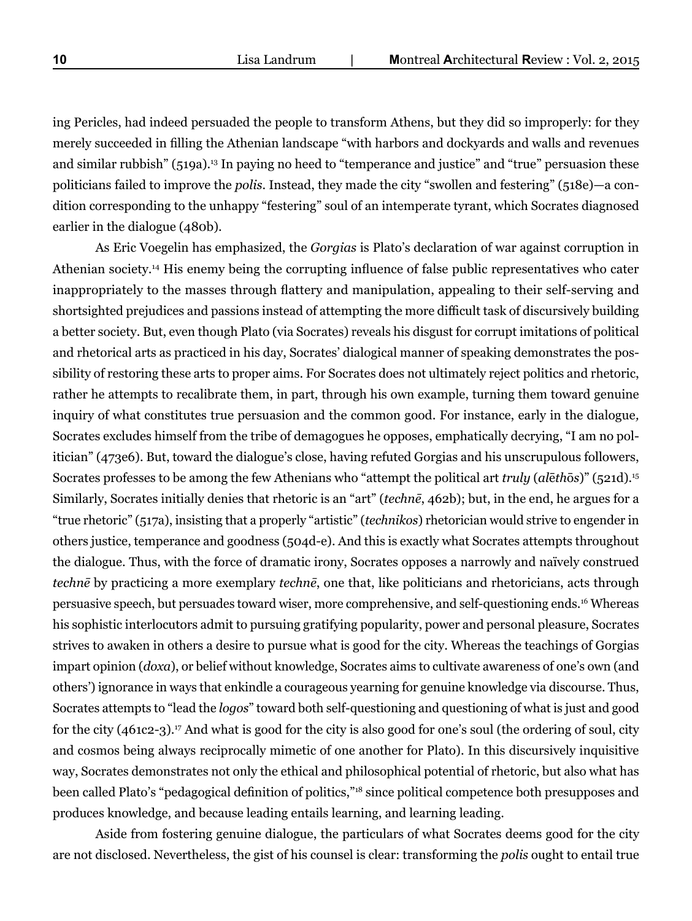ing Pericles, had indeed persuaded the people to transform Athens, but they did so improperly: for they merely succeeded in filling the Athenian landscape "with harbors and dockyards and walls and revenues and similar rubbish" (519a).[13] In paying no heed to "temperance and justice" and "true" persuasion these politicians failed to improve the *polis*. Instead, they made the city "swollen and festering" (518e)—a condition corresponding to the unhappy "festering" soul of an intemperate tyrant, which Socrates diagnosed earlier in the dialogue (480b).

As Eric Voegelin has emphasized, the *Gorgias* is Plato's declaration of war against corruption in Athenian society.[14] His enemy being the corrupting influence of false public representatives who cater inappropriately to the masses through flattery and manipulation, appealing to their self-serving and shortsighted prejudices and passions instead of attempting the more difficult task of discursively building a better society. But, even though Plato (via Socrates) reveals his disgust for corrupt imitations of political and rhetorical arts as practiced in his day, Socrates' dialogical manner of speaking demonstrates the possibility of restoring these arts to proper aims. For Socrates does not ultimately reject politics and rhetoric, rather he attempts to recalibrate them, in part, through his own example, turning them toward genuine inquiry of what constitutes true persuasion and the common good. For instance, early in the dialogue, Socrates excludes himself from the tribe of demagogues he opposes, emphatically decrying, "I am no politician" (473e6). But, toward the dialogue's close, having refuted Gorgias and his unscrupulous followers, Socrates professes to be among the few Athenians who "attempt the political art *truly* (*alēthōs*)" (521d).[15] Similarly, Socrates initially denies that rhetoric is an "art" (*technē*, 462b); but, in the end, he argues for a "true rhetoric" (517a), insisting that a properly "artistic" (*technikos*) rhetorician would strive to engender in others justice, temperance and goodness (504d-e). And this is exactly what Socrates attempts throughout the dialogue. Thus, with the force of dramatic irony, Socrates opposes a narrowly and naïvely construed *technē* by practicing a more exemplary *technē*, one that, like politicians and rhetoricians, acts through persuasive speech, but persuades toward wiser, more comprehensive, and self-questioning ends.[16] Whereas his sophistic interlocutors admit to pursuing gratifying popularity, power and personal pleasure, Socrates strives to awaken in others a desire to pursue what is good for the city. Whereas the teachings of Gorgias impart opinion (*doxa*), or belief without knowledge, Socrates aims to cultivate awareness of one's own (and others') ignorance in ways that enkindle a courageous yearning for genuine knowledge via discourse. Thus, Socrates attempts to "lead the *logos*" toward both self-questioning and questioning of what is just and good for the city (461c2-3).[17] And what is good for the city is also good for one's soul (the ordering of soul, city and cosmos being always reciprocally mimetic of one another for Plato). In this discursively inquisitive way, Socrates demonstrates not only the ethical and philosophical potential of rhetoric, but also what has been called Plato's "pedagogical definition of politics,"[18] since political competence both presupposes and produces knowledge, and because leading entails learning, and learning leading.

Aside from fostering genuine dialogue, the particulars of what Socrates deems good for the city are not disclosed. Nevertheless, the gist of his counsel is clear: transforming the *polis* ought to entail true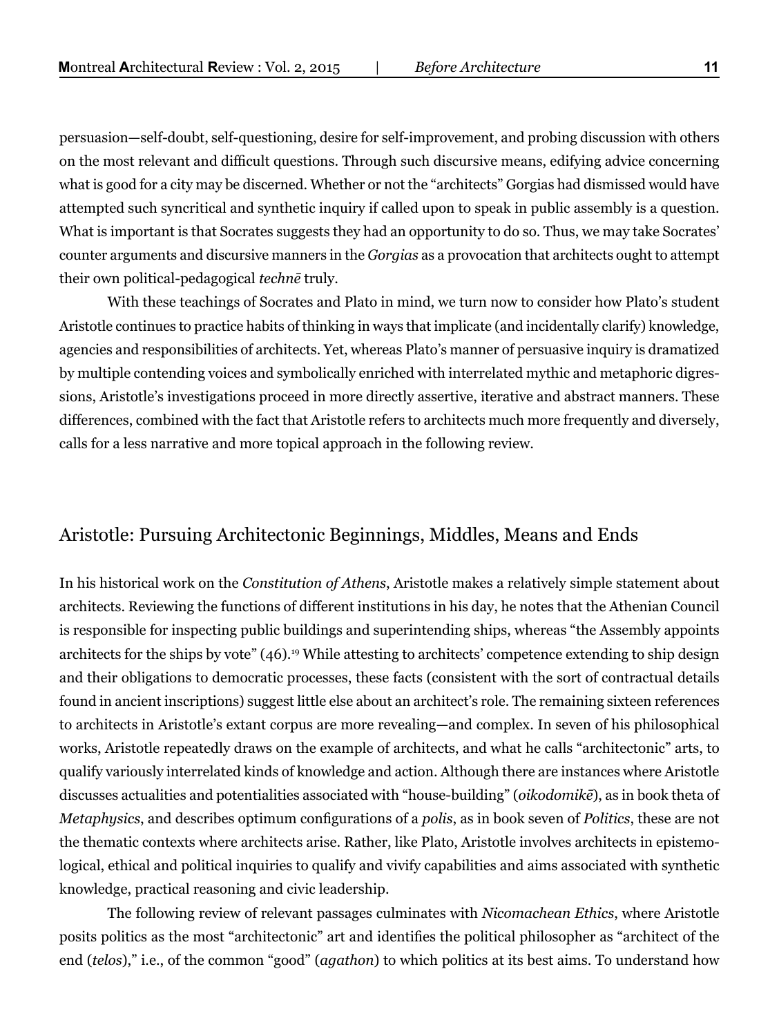persuasion—self-doubt, self-questioning, desire for self-improvement, and probing discussion with others on the most relevant and difficult questions. Through such discursive means, edifying advice concerning what is good for a city may be discerned. Whether or not the "architects" Gorgias had dismissed would have attempted such syncritical and synthetic inquiry if called upon to speak in public assembly is a question. What is important is that Socrates suggests they had an opportunity to do so. Thus, we may take Socrates' counter arguments and discursive manners in the *Gorgias* as a provocation that architects ought to attempt their own political-pedagogical *technē* truly.

With these teachings of Socrates and Plato in mind, we turn now to consider how Plato's student Aristotle continues to practice habits of thinking in ways that implicate (and incidentally clarify) knowledge, agencies and responsibilities of architects. Yet, whereas Plato's manner of persuasive inquiry is dramatized by multiple contending voices and symbolically enriched with interrelated mythic and metaphoric digressions, Aristotle's investigations proceed in more directly assertive, iterative and abstract manners. These differences, combined with the fact that Aristotle refers to architects much more frequently and diversely, calls for a less narrative and more topical approach in the following review.

## Aristotle: Pursuing Architectonic Beginnings, Middles, Means and Ends

In his historical work on the *Constitution of Athens*, Aristotle makes a relatively simple statement about architects. Reviewing the functions of different institutions in his day, he notes that the Athenian Council is responsible for inspecting public buildings and superintending ships, whereas "the Assembly appoints architects for the ships by vote" (46).[19] While attesting to architects' competence extending to ship design and their obligations to democratic processes, these facts (consistent with the sort of contractual details found in ancient inscriptions) suggest little else about an architect's role. The remaining sixteen references to architects in Aristotle's extant corpus are more revealing—and complex. In seven of his philosophical works, Aristotle repeatedly draws on the example of architects, and what he calls "architectonic" arts, to qualify variously interrelated kinds of knowledge and action. Although there are instances where Aristotle discusses actualities and potentialities associated with "house-building" (*oikodomikē*), as in book theta of *Metaphysics*, and describes optimum configurations of a *polis*, as in book seven of *Politics*, these are not the thematic contexts where architects arise. Rather, like Plato, Aristotle involves architects in epistemological, ethical and political inquiries to qualify and vivify capabilities and aims associated with synthetic knowledge, practical reasoning and civic leadership.

The following review of relevant passages culminates with *Nicomachean Ethics*, where Aristotle posits politics as the most "architectonic" art and identifies the political philosopher as "architect of the end (*telos*)," i.e., of the common "good" (*agathon*) to which politics at its best aims. To understand how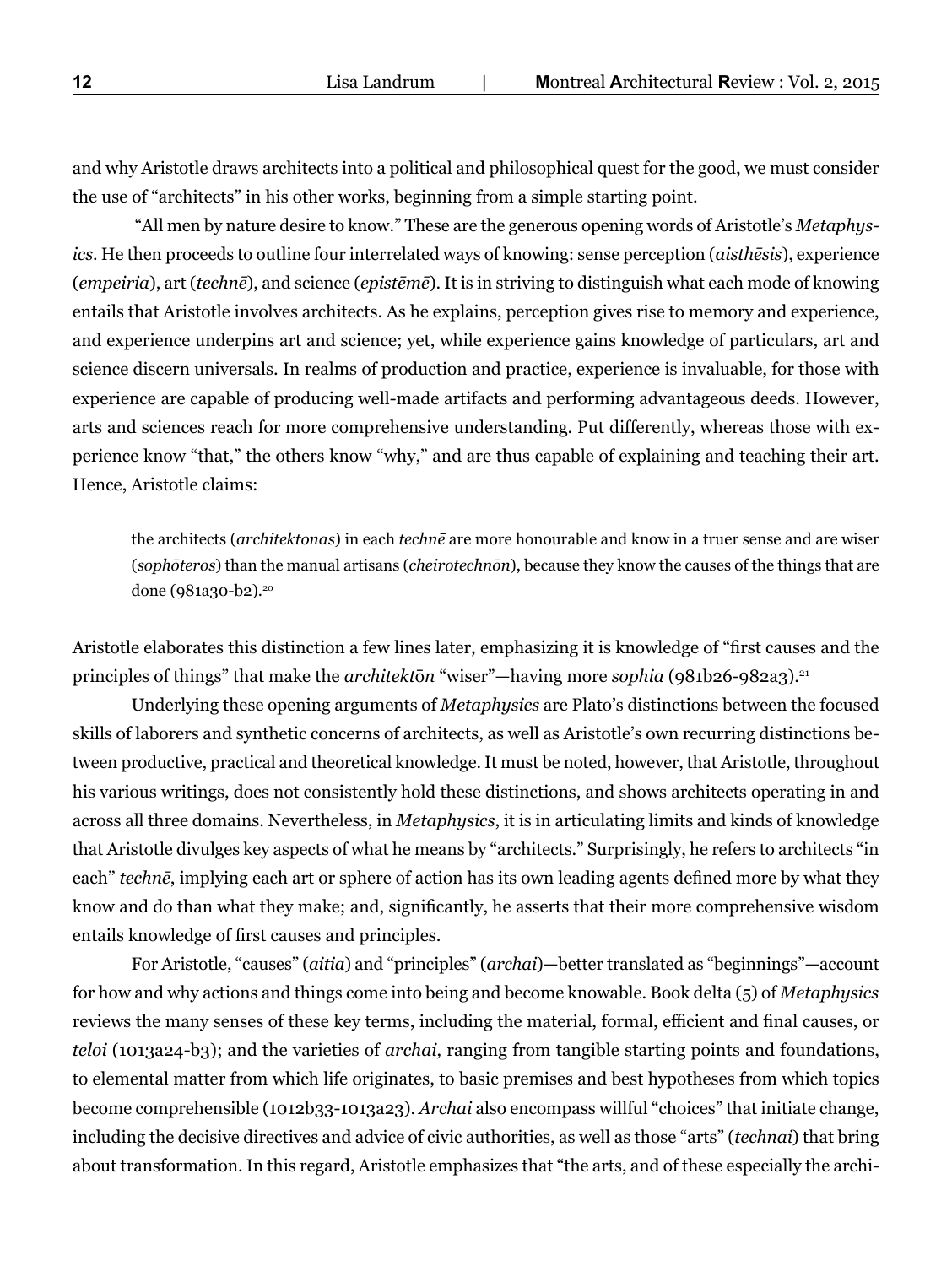and why Aristotle draws architects into a political and philosophical quest for the good, we must consider the use of "architects" in his other works, beginning from a simple starting point.

"All men by nature desire to know." These are the generous opening words of Aristotle's *Metaphysics*. He then proceeds to outline four interrelated ways of knowing: sense perception (*aisthēsis*), experience (*empeiria*), art (*technē*), and science (*epistēmē*). It is in striving to distinguish what each mode of knowing entails that Aristotle involves architects. As he explains, perception gives rise to memory and experience, and experience underpins art and science; yet, while experience gains knowledge of particulars, art and science discern universals. In realms of production and practice, experience is invaluable, for those with experience are capable of producing well-made artifacts and performing advantageous deeds. However, arts and sciences reach for more comprehensive understanding. Put differently, whereas those with experience know "that," the others know "why," and are thus capable of explaining and teaching their art. Hence, Aristotle claims:

> the architects (*architektonas*) in each *technē* are more honourable and know in a truer sense and are wiser (*sophōteros*) than the manual artisans (*cheirotechnōn*), because they know the causes of the things that are done (981a30-b2).[20]

Aristotle elaborates this distinction a few lines later, emphasizing it is knowledge of "first causes and the principles of things" that make the *architektōn* "wiser"—having more *sophia* (981b26-982a3).[21]

Underlying these opening arguments of *Metaphysics* are Plato's distinctions between the focused skills of laborers and synthetic concerns of architects, as well as Aristotle's own recurring distinctions between productive, practical and theoretical knowledge. It must be noted, however, that Aristotle, throughout his various writings, does not consistently hold these distinctions, and shows architects operating in and across all three domains. Nevertheless, in *Metaphysics*, it is in articulating limits and kinds of knowledge that Aristotle divulges key aspects of what he means by "architects." Surprisingly, he refers to architects "in each" *technē*, implying each art or sphere of action has its own leading agents defined more by what they know and do than what they make; and, significantly, he asserts that their more comprehensive wisdom entails knowledge of first causes and principles.

For Aristotle, "causes" (*aitia*) and "principles" (*archai*)—better translated as "beginnings"—account for how and why actions and things come into being and become knowable. Book delta (5) of *Metaphysics* reviews the many senses of these key terms, including the material, formal, efficient and final causes, or *teloi* (1013a24-b3); and the varieties of *archai,* ranging from tangible starting points and foundations, to elemental matter from which life originates, to basic premises and best hypotheses from which topics become comprehensible (1012b33-1013a23). *Archai* also encompass willful "choices" that initiate change, including the decisive directives and advice of civic authorities, as well as those "arts" (*technai*) that bring about transformation. In this regard, Aristotle emphasizes that "the arts, and of these especially the archi-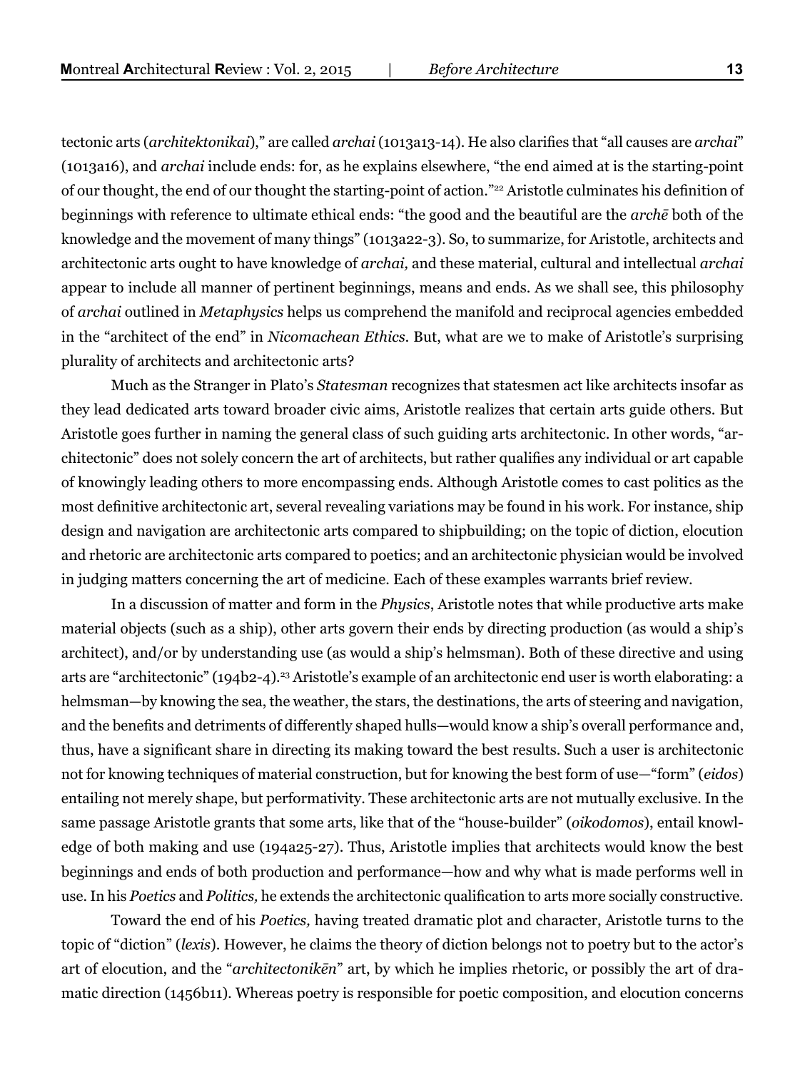tectonic arts (*architektonikai*)," are called *archai* (1013a13-14). He also clarifies that "all causes are *archai*" (1013a16), and *archai* include ends: for, as he explains elsewhere, "the end aimed at is the starting-point of our thought, the end of our thought the starting-point of action."[22] Aristotle culminates his definition of beginnings with reference to ultimate ethical ends: "the good and the beautiful are the *archē* both of the knowledge and the movement of many things" (1013a22-3). So, to summarize, for Aristotle, architects and architectonic arts ought to have knowledge of *archai,* and these material, cultural and intellectual *archai* appear to include all manner of pertinent beginnings, means and ends. As we shall see, this philosophy of *archai* outlined in *Metaphysics* helps us comprehend the manifold and reciprocal agencies embedded in the "architect of the end" in *Nicomachean Ethics*. But, what are we to make of Aristotle's surprising plurality of architects and architectonic arts?

Much as the Stranger in Plato's *Statesman* recognizes that statesmen act like architects insofar as they lead dedicated arts toward broader civic aims, Aristotle realizes that certain arts guide others. But Aristotle goes further in naming the general class of such guiding arts architectonic. In other words, "architectonic" does not solely concern the art of architects, but rather qualifies any individual or art capable of knowingly leading others to more encompassing ends. Although Aristotle comes to cast politics as the most definitive architectonic art, several revealing variations may be found in his work. For instance, ship design and navigation are architectonic arts compared to shipbuilding; on the topic of diction, elocution and rhetoric are architectonic arts compared to poetics; and an architectonic physician would be involved in judging matters concerning the art of medicine. Each of these examples warrants brief review.

In a discussion of matter and form in the *Physics*, Aristotle notes that while productive arts make material objects (such as a ship), other arts govern their ends by directing production (as would a ship's architect), and/or by understanding use (as would a ship's helmsman). Both of these directive and using arts are "architectonic" (194b2-4).[23] Aristotle's example of an architectonic end user is worth elaborating: a helmsman—by knowing the sea, the weather, the stars, the destinations, the arts of steering and navigation, and the benefits and detriments of differently shaped hulls—would know a ship's overall performance and, thus, have a significant share in directing its making toward the best results. Such a user is architectonic not for knowing techniques of material construction, but for knowing the best form of use—"form" (*eidos*) entailing not merely shape, but performativity. These architectonic arts are not mutually exclusive. In the same passage Aristotle grants that some arts, like that of the "house-builder" (*oikodomos*), entail knowledge of both making and use (194a25-27). Thus, Aristotle implies that architects would know the best beginnings and ends of both production and performance—how and why what is made performs well in use. In his *Poetics* and *Politics,* he extends the architectonic qualification to arts more socially constructive.

Toward the end of his *Poetics,* having treated dramatic plot and character, Aristotle turns to the topic of "diction" (*lexis*). However, he claims the theory of diction belongs not to poetry but to the actor's art of elocution, and the "*architectonikēn*" art, by which he implies rhetoric, or possibly the art of dramatic direction (1456b11). Whereas poetry is responsible for poetic composition, and elocution concerns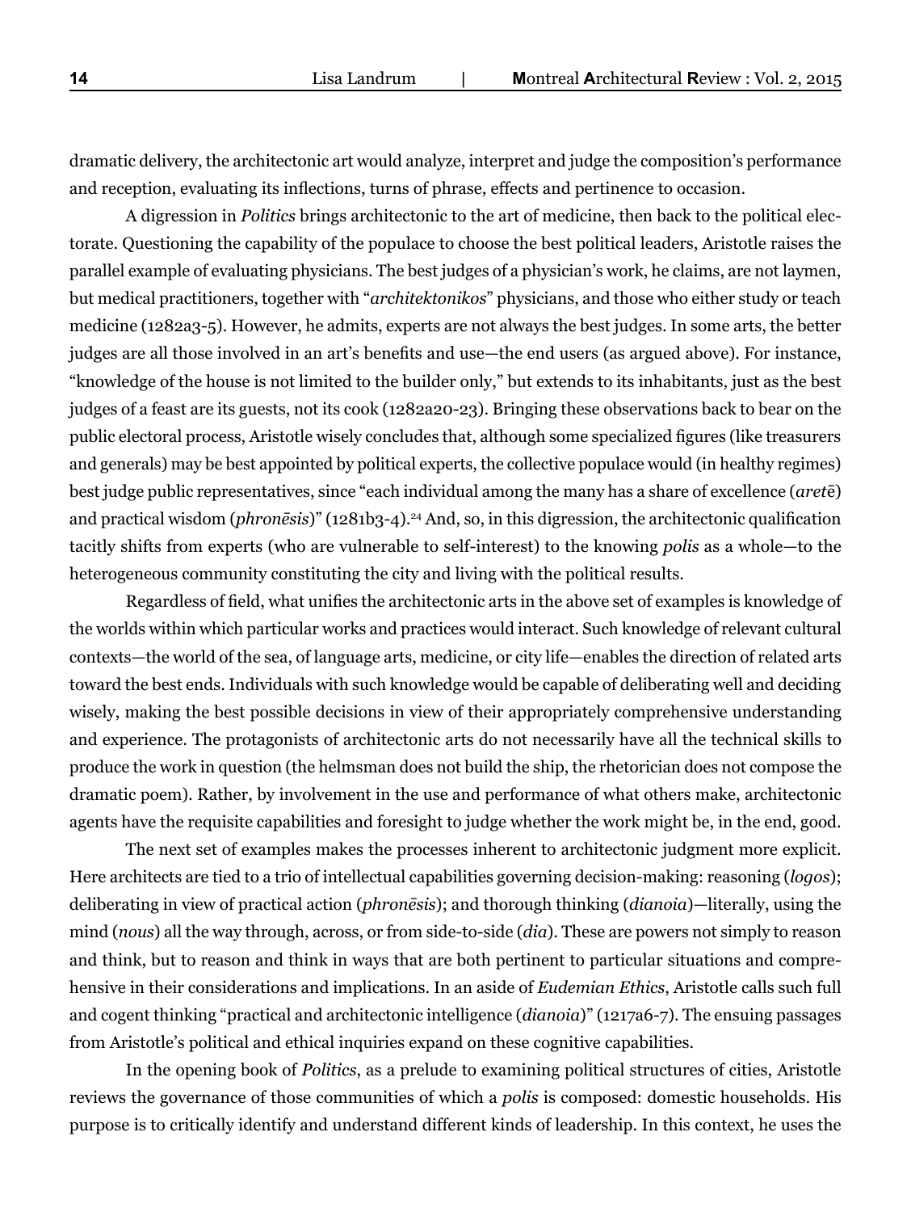dramatic delivery, the architectonic art would analyze, interpret and judge the composition's performance and reception, evaluating its inflections, turns of phrase, effects and pertinence to occasion.

A digression in *Politics* brings architectonic to the art of medicine, then back to the political electorate. Questioning the capability of the populace to choose the best political leaders, Aristotle raises the parallel example of evaluating physicians. The best judges of a physician's work, he claims, are not laymen, but medical practitioners, together with "*architektonikos*" physicians, and those who either study or teach medicine (1282a3-5). However, he admits, experts are not always the best judges. In some arts, the better judges are all those involved in an art's benefits and use—the end users (as argued above). For instance, "knowledge of the house is not limited to the builder only," but extends to its inhabitants, just as the best judges of a feast are its guests, not its cook (1282a20-23). Bringing these observations back to bear on the public electoral process, Aristotle wisely concludes that, although some specialized figures (like treasurers and generals) may be best appointed by political experts, the collective populace would (in healthy regimes) best judge public representatives, since "each individual among the many has a share of excellence (*aretē*) and practical wisdom (*phronēsis*)" (1281b3-4).[24] And, so, in this digression, the architectonic qualification tacitly shifts from experts (who are vulnerable to self-interest) to the knowing *polis* as a whole—to the heterogeneous community constituting the city and living with the political results.

Regardless of field, what unifies the architectonic arts in the above set of examples is knowledge of the worlds within which particular works and practices would interact. Such knowledge of relevant cultural contexts—the world of the sea, of language arts, medicine, or city life—enables the direction of related arts toward the best ends. Individuals with such knowledge would be capable of deliberating well and deciding wisely, making the best possible decisions in view of their appropriately comprehensive understanding and experience. The protagonists of architectonic arts do not necessarily have all the technical skills to produce the work in question (the helmsman does not build the ship, the rhetorician does not compose the dramatic poem). Rather, by involvement in the use and performance of what others make, architectonic agents have the requisite capabilities and foresight to judge whether the work might be, in the end, good.

The next set of examples makes the processes inherent to architectonic judgment more explicit. Here architects are tied to a trio of intellectual capabilities governing decision-making: reasoning (*logos*); deliberating in view of practical action (*phronēsis*); and thorough thinking (*dianoia*)—literally, using the mind (*nous*) all the way through, across, or from side-to-side (*dia*). These are powers not simply to reason and think, but to reason and think in ways that are both pertinent to particular situations and comprehensive in their considerations and implications. In an aside of *Eudemian Ethics*, Aristotle calls such full and cogent thinking "practical and architectonic intelligence (*dianoia*)" (1217a6-7). The ensuing passages from Aristotle's political and ethical inquiries expand on these cognitive capabilities.

In the opening book of *Politics*, as a prelude to examining political structures of cities, Aristotle reviews the governance of those communities of which a *polis* is composed: domestic households. His purpose is to critically identify and understand different kinds of leadership. In this context, he uses the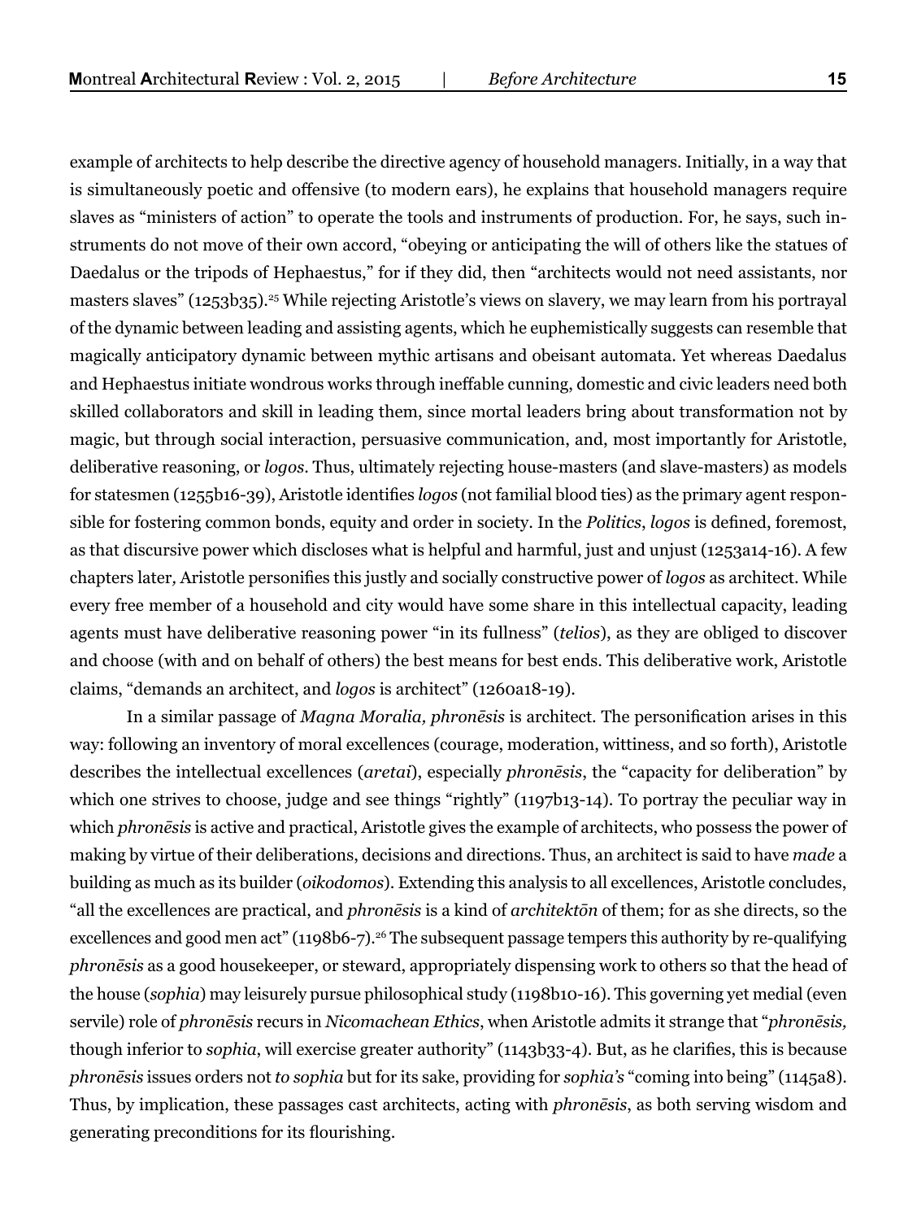example of architects to help describe the directive agency of household managers. Initially, in a way that is simultaneously poetic and offensive (to modern ears), he explains that household managers require slaves as "ministers of action" to operate the tools and instruments of production. For, he says, such instruments do not move of their own accord, "obeying or anticipating the will of others like the statues of Daedalus or the tripods of Hephaestus," for if they did, then "architects would not need assistants, nor masters slaves" (1253b35).[25] While rejecting Aristotle's views on slavery, we may learn from his portrayal of the dynamic between leading and assisting agents, which he euphemistically suggests can resemble that magically anticipatory dynamic between mythic artisans and obeisant automata. Yet whereas Daedalus and Hephaestus initiate wondrous works through ineffable cunning, domestic and civic leaders need both skilled collaborators and skill in leading them, since mortal leaders bring about transformation not by magic, but through social interaction, persuasive communication, and, most importantly for Aristotle, deliberative reasoning, or *logos*. Thus, ultimately rejecting house-masters (and slave-masters) as models for statesmen (1255b16-39), Aristotle identifies *logos* (not familial blood ties) as the primary agent responsible for fostering common bonds, equity and order in society. In the *Politics*, *logos* is defined, foremost, as that discursive power which discloses what is helpful and harmful, just and unjust (1253a14-16). A few chapters later, Aristotle personifies this justly and socially constructive power of *logos* as architect. While every free member of a household and city would have some share in this intellectual capacity, leading agents must have deliberative reasoning power "in its fullness" (*telios*), as they are obliged to discover and choose (with and on behalf of others) the best means for best ends. This deliberative work, Aristotle claims, "demands an architect, and *logos* is architect" (1260a18-19).

In a similar passage of *Magna Moralia*, *phronēsis* is architect. The personification arises in this way: following an inventory of moral excellences (courage, moderation, wittiness, and so forth), Aristotle describes the intellectual excellences (*aretai*), especially *phronēsis*, the "capacity for deliberation" by which one strives to choose, judge and see things "rightly" (1197b13-14). To portray the peculiar way in which *phronēsis* is active and practical, Aristotle gives the example of architects, who possess the power of making by virtue of their deliberations, decisions and directions. Thus, an architect is said to have *made* a building as much as its builder (*oikodomos*). Extending this analysis to all excellences, Aristotle concludes, "all the excellences are practical, and *phronēsis* is a kind of *architektōn* of them; for as she directs, so the excellences and good men act" (1198b6-7).[26] The subsequent passage tempers this authority by re-qualifying *phronēsis* as a good housekeeper, or steward, appropriately dispensing work to others so that the head of the house (*sophia*) may leisurely pursue philosophical study (1198b10-16). This governing yet medial (even servile) role of *phronēsis* recurs in *Nicomachean Ethics*, when Aristotle admits it strange that "*phronēsis,* though inferior to *sophia*, will exercise greater authority" (1143b33-4). But, as he clarifies, this is because *phronēsis* issues orders not *to sophia* but for its sake, providing for *sophia's* "coming into being" (1145a8). Thus, by implication, these passages cast architects, acting with *phronēsis*, as both serving wisdom and generating preconditions for its flourishing.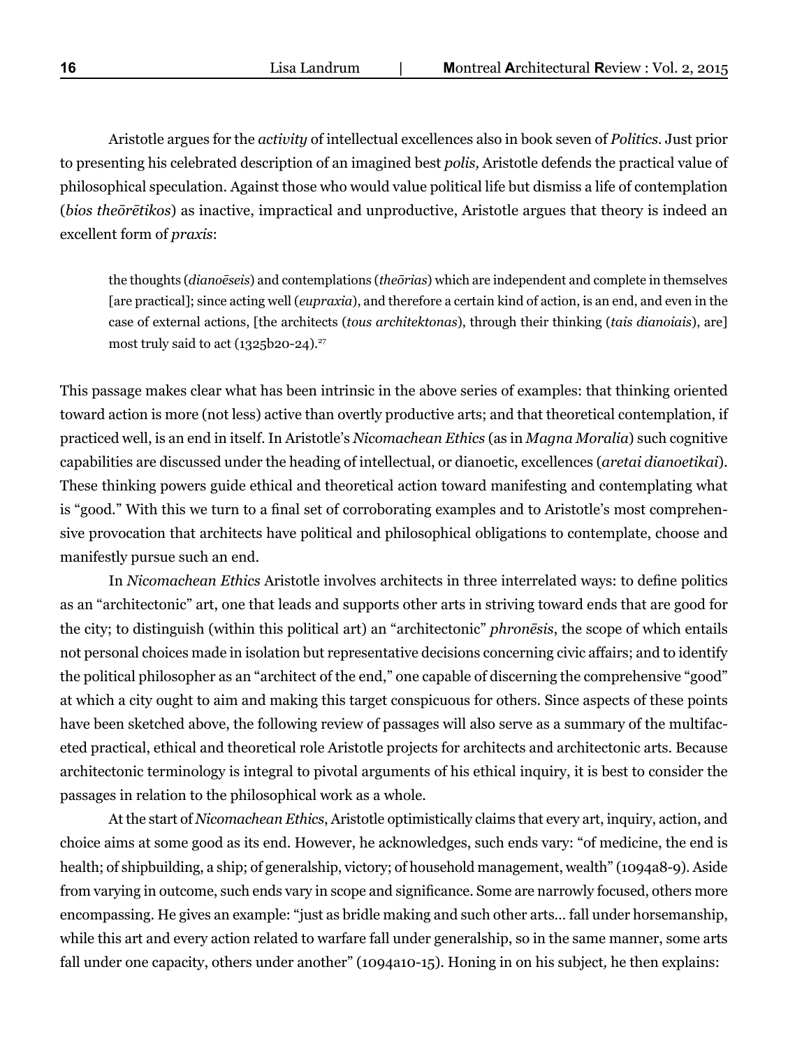Aristotle argues for the *activity* of intellectual excellences also in book seven of *Politics*. Just prior to presenting his celebrated description of an imagined best *polis*, Aristotle defends the practical value of philosophical speculation. Against those who would value political life but dismiss a life of contemplation (*bios theōrētikos*) as inactive, impractical and unproductive, Aristotle argues that theory is indeed an excellent form of *praxis*:

> the thoughts (*dianoēseis*) and contemplations (*theōrias*) which are independent and complete in themselves [are practical]; since acting well (*eupraxia*), and therefore a certain kind of action, is an end, and even in the case of external actions, [the architects (*tous architektonas*), through their thinking (*tais dianoiais*), are] most truly said to act (1325b20-24).[27]

This passage makes clear what has been intrinsic in the above series of examples: that thinking oriented toward action is more (not less) active than overtly productive arts; and that theoretical contemplation, if practiced well, is an end in itself. In Aristotle's *Nicomachean Ethics* (as in *Magna Moralia*) such cognitive capabilities are discussed under the heading of intellectual, or dianoetic, excellences (*aretai dianoetikai*). These thinking powers guide ethical and theoretical action toward manifesting and contemplating what is "good." With this we turn to a final set of corroborating examples and to Aristotle's most comprehensive provocation that architects have political and philosophical obligations to contemplate, choose and manifestly pursue such an end.

In *Nicomachean Ethics* Aristotle involves architects in three interrelated ways: to define politics as an "architectonic" art, one that leads and supports other arts in striving toward ends that are good for the city; to distinguish (within this political art) an "architectonic" *phronēsis*, the scope of which entails not personal choices made in isolation but representative decisions concerning civic affairs; and to identify the political philosopher as an "architect of the end," one capable of discerning the comprehensive "good" at which a city ought to aim and making this target conspicuous for others. Since aspects of these points have been sketched above, the following review of passages will also serve as a summary of the multifaceted practical, ethical and theoretical role Aristotle projects for architects and architectonic arts. Because architectonic terminology is integral to pivotal arguments of his ethical inquiry, it is best to consider the passages in relation to the philosophical work as a whole.

At the start of *Nicomachean Ethics*, Aristotle optimistically claims that every art, inquiry, action, and choice aims at some good as its end. However, he acknowledges, such ends vary: "of medicine, the end is health; of shipbuilding, a ship; of generalship, victory; of household management, wealth" (1094a8-9). Aside from varying in outcome, such ends vary in scope and significance. Some are narrowly focused, others more encompassing. He gives an example: "just as bridle making and such other arts... fall under horsemanship, while this art and every action related to warfare fall under generalship, so in the same manner, some arts fall under one capacity, others under another" (1094a10-15). Honing in on his subject, he then explains: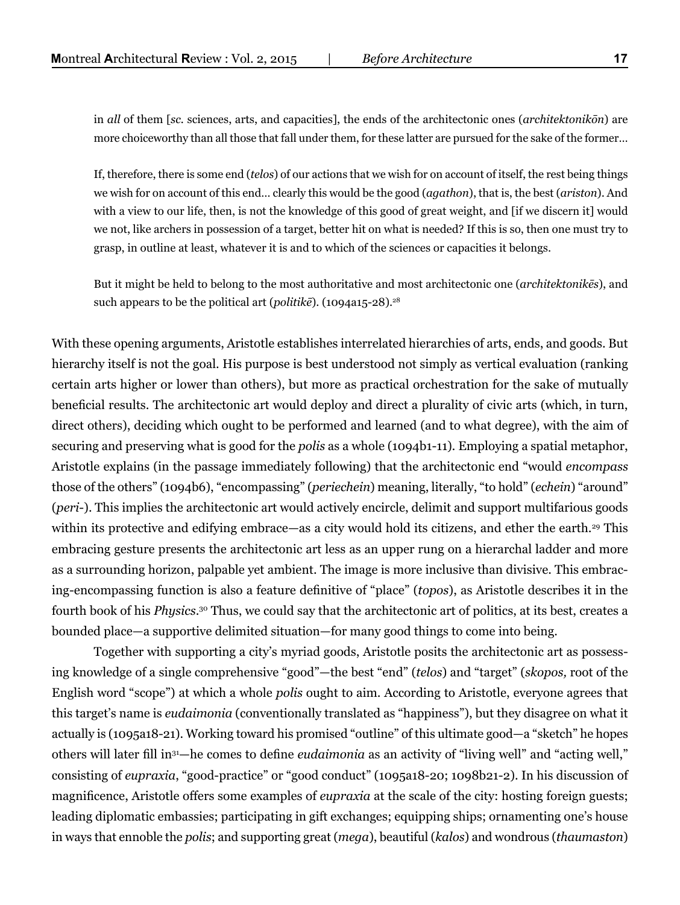> in *all* of them [*sc.* sciences, arts, and capacities], the ends of the architectonic ones (*architektonikōn*) are more choiceworthy than all those that fall under them, for these latter are pursued for the sake of the former…
>
> If, therefore, there is some end (*telos*) of our actions that we wish for on account of itself, the rest being things we wish for on account of this end… clearly this would be the good (*agathon*), that is, the best (*ariston*). And with a view to our life, then, is not the knowledge of this good of great weight, and [if we discern it] would we not, like archers in possession of a target, better hit on what is needed? If this is so, then one must try to grasp, in outline at least, whatever it is and to which of the sciences or capacities it belongs.
>
> But it might be held to belong to the most authoritative and most architectonic one (*architektonikēs*), and such appears to be the political art (*politikē*). (1094a15-28).[28]

With these opening arguments, Aristotle establishes interrelated hierarchies of arts, ends, and goods. But hierarchy itself is not the goal. His purpose is best understood not simply as vertical evaluation (ranking certain arts higher or lower than others), but more as practical orchestration for the sake of mutually beneficial results. The architectonic art would deploy and direct a plurality of civic arts (which, in turn, direct others), deciding which ought to be performed and learned (and to what degree), with the aim of securing and preserving what is good for the *polis* as a whole (1094b1-11). Employing a spatial metaphor, Aristotle explains (in the passage immediately following) that the architectonic end "would *encompass* those of the others" (1094b6), "encompassing" (*periechein*) meaning, literally, "to hold" (*echein*) "around" (*peri*-). This implies the architectonic art would actively encircle, delimit and support multifarious goods within its protective and edifying embrace—as a city would hold its citizens, and ether the earth.[29] This embracing gesture presents the architectonic art less as an upper rung on a hierarchal ladder and more as a surrounding horizon, palpable yet ambient. The image is more inclusive than divisive. This embracing-encompassing function is also a feature definitive of "place" (*topos*), as Aristotle describes it in the fourth book of his *Physics*.[30] Thus, we could say that the architectonic art of politics, at its best, creates a bounded place—a supportive delimited situation—for many good things to come into being.

Together with supporting a city's myriad goods, Aristotle posits the architectonic art as possessing knowledge of a single comprehensive "good"—the best "end" (*telos*) and "target" (*skopos,* root of the English word "scope") at which a whole *polis* ought to aim. According to Aristotle, everyone agrees that this target's name is *eudaimonia* (conventionally translated as "happiness"), but they disagree on what it actually is (1095a18-21). Working toward his promised "outline" of this ultimate good—a "sketch" he hopes others will later fill in[31]—he comes to define *eudaimonia* as an activity of "living well" and "acting well," consisting of *eupraxia*, "good-practice" or "good conduct" (1095a18-20; 1098b21-2). In his discussion of magnificence, Aristotle offers some examples of *eupraxia* at the scale of the city: hosting foreign guests; leading diplomatic embassies; participating in gift exchanges; equipping ships; ornamenting one's house in ways that ennoble the *polis*; and supporting great (*mega*), beautiful (*kalos*) and wondrous (*thaumaston*)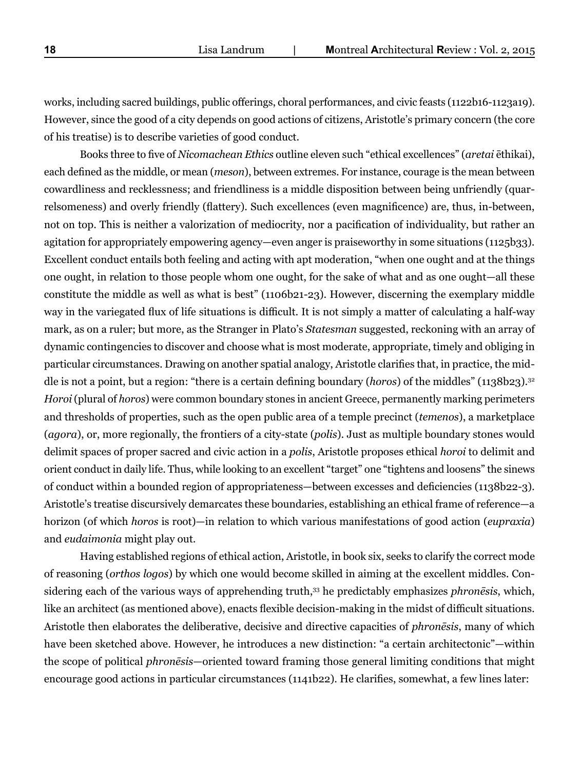works, including sacred buildings, public offerings, choral performances, and civic feasts (1122b16-1123a19). However, since the good of a city depends on good actions of citizens, Aristotle's primary concern (the core of his treatise) is to describe varieties of good conduct.

Books three to five of *Nicomachean Ethics* outline eleven such "ethical excellences" (*aretai* ēthikai), each defined as the middle, or mean (*meson*), between extremes. For instance, courage is the mean between cowardliness and recklessness; and friendliness is a middle disposition between being unfriendly (quarrelsomeness) and overly friendly (flattery). Such excellences (even magnificence) are, thus, in-between, not on top. This is neither a valorization of mediocrity, nor a pacification of individuality, but rather an agitation for appropriately empowering agency—even anger is praiseworthy in some situations (1125b33). Excellent conduct entails both feeling and acting with apt moderation, "when one ought and at the things one ought, in relation to those people whom one ought, for the sake of what and as one ought—all these constitute the middle as well as what is best" (1106b21-23). However, discerning the exemplary middle way in the variegated flux of life situations is difficult. It is not simply a matter of calculating a half-way mark, as on a ruler; but more, as the Stranger in Plato's *Statesman* suggested, reckoning with an array of dynamic contingencies to discover and choose what is most moderate, appropriate, timely and obliging in particular circumstances. Drawing on another spatial analogy, Aristotle clarifies that, in practice, the middle is not a point, but a region: "there is a certain defining boundary (*horos*) of the middles" (1138b23).[32] *Horoi* (plural of *horos*) were common boundary stones in ancient Greece, permanently marking perimeters and thresholds of properties, such as the open public area of a temple precinct (*temenos*), a marketplace (*agora*), or, more regionally, the frontiers of a city-state (*polis*). Just as multiple boundary stones would delimit spaces of proper sacred and civic action in a *polis*, Aristotle proposes ethical *horoi* to delimit and orient conduct in daily life. Thus, while looking to an excellent "target" one "tightens and loosens" the sinews of conduct within a bounded region of appropriateness—between excesses and deficiencies (1138b22-3). Aristotle's treatise discursively demarcates these boundaries, establishing an ethical frame of reference—a horizon (of which *horos* is root)—in relation to which various manifestations of good action (*eupraxia*) and *eudaimonia* might play out.

Having established regions of ethical action, Aristotle, in book six, seeks to clarify the correct mode of reasoning (*orthos logos*) by which one would become skilled in aiming at the excellent middles. Considering each of the various ways of apprehending truth,[33] he predictably emphasizes *phronēsis*, which, like an architect (as mentioned above), enacts flexible decision-making in the midst of difficult situations. Aristotle then elaborates the deliberative, decisive and directive capacities of *phronēsis*, many of which have been sketched above. However, he introduces a new distinction: "a certain architectonic"—within the scope of political *phronēsis*—oriented toward framing those general limiting conditions that might encourage good actions in particular circumstances (1141b22). He clarifies, somewhat, a few lines later: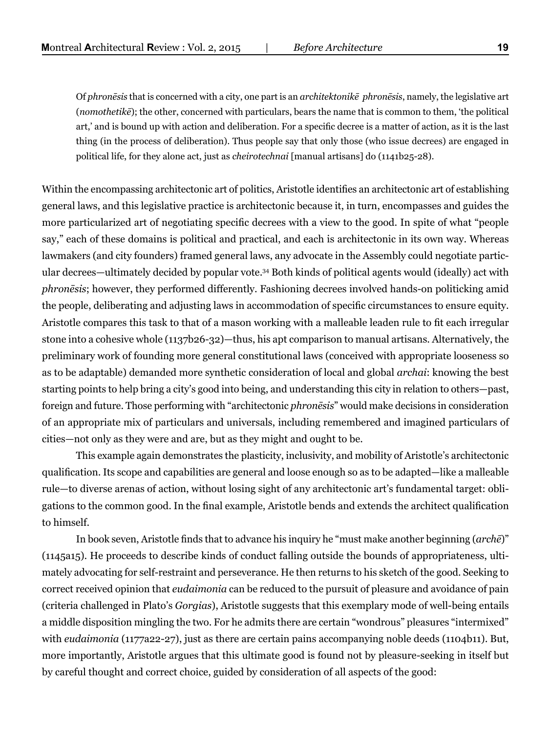> Of *phronēsis* that is concerned with a city, one part is an *architektonikē phronēsis*, namely, the legislative art (*nomothetikē*); the other, concerned with particulars, bears the name that is common to them, 'the political art,' and is bound up with action and deliberation. For a specific decree is a matter of action, as it is the last thing (in the process of deliberation). Thus people say that only those (who issue decrees) are engaged in political life, for they alone act, just as *cheirotechnai* [manual artisans] do (1141b25-28).

Within the encompassing architectonic art of politics, Aristotle identifies an architectonic art of establishing general laws, and this legislative practice is architectonic because it, in turn, encompasses and guides the more particularized art of negotiating specific decrees with a view to the good. In spite of what "people say," each of these domains is political and practical, and each is architectonic in its own way. Whereas lawmakers (and city founders) framed general laws, any advocate in the Assembly could negotiate particular decrees—ultimately decided by popular vote.[34] Both kinds of political agents would (ideally) act with *phronēsis*; however, they performed differently. Fashioning decrees involved hands-on politicking amid the people, deliberating and adjusting laws in accommodation of specific circumstances to ensure equity. Aristotle compares this task to that of a mason working with a malleable leaden rule to fit each irregular stone into a cohesive whole (1137b26-32)—thus, his apt comparison to manual artisans. Alternatively, the preliminary work of founding more general constitutional laws (conceived with appropriate looseness so as to be adaptable) demanded more synthetic consideration of local and global *archai*: knowing the best starting points to help bring a city's good into being, and understanding this city in relation to others—past, foreign and future. Those performing with "architectonic *phronēsis*" would make decisions in consideration of an appropriate mix of particulars and universals, including remembered and imagined particulars of cities—not only as they were and are, but as they might and ought to be.

This example again demonstrates the plasticity, inclusivity, and mobility of Aristotle's architectonic qualification. Its scope and capabilities are general and loose enough so as to be adapted—like a malleable rule—to diverse arenas of action, without losing sight of any architectonic art's fundamental target: obligations to the common good. In the final example, Aristotle bends and extends the architect qualification to himself.

In book seven, Aristotle finds that to advance his inquiry he "must make another beginning (*archē*)" (1145a15). He proceeds to describe kinds of conduct falling outside the bounds of appropriateness, ultimately advocating for self-restraint and perseverance. He then returns to his sketch of the good. Seeking to correct received opinion that *eudaimonia* can be reduced to the pursuit of pleasure and avoidance of pain (criteria challenged in Plato's *Gorgias*), Aristotle suggests that this exemplary mode of well-being entails a middle disposition mingling the two. For he admits there are certain "wondrous" pleasures "intermixed" with *eudaimonia* (1177a22-27), just as there are certain pains accompanying noble deeds (1104b11). But, more importantly, Aristotle argues that this ultimate good is found not by pleasure-seeking in itself but by careful thought and correct choice, guided by consideration of all aspects of the good: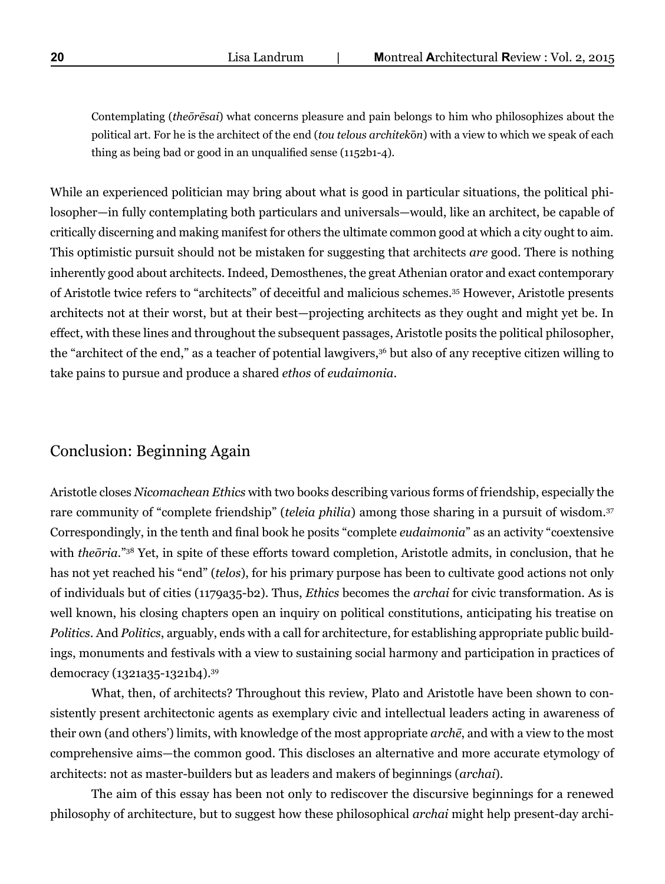> Contemplating (*theōrēsai*) what concerns pleasure and pain belongs to him who philosophizes about the political art. For he is the architect of the end (*tou telous architekōn*) with a view to which we speak of each thing as being bad or good in an unqualified sense (1152b1-4).

While an experienced politician may bring about what is good in particular situations, the political philosopher—in fully contemplating both particulars and universals—would, like an architect, be capable of critically discerning and making manifest for others the ultimate common good at which a city ought to aim. This optimistic pursuit should not be mistaken for suggesting that architects *are* good. There is nothing inherently good about architects. Indeed, Demosthenes, the great Athenian orator and exact contemporary of Aristotle twice refers to "architects" of deceitful and malicious schemes.[35] However, Aristotle presents architects not at their worst, but at their best—projecting architects as they ought and might yet be. In effect, with these lines and throughout the subsequent passages, Aristotle posits the political philosopher, the "architect of the end," as a teacher of potential lawgivers,[36] but also of any receptive citizen willing to take pains to pursue and produce a shared *ethos* of *eudaimonia*.

## Conclusion: Beginning Again

Aristotle closes *Nicomachean Ethics* with two books describing various forms of friendship, especially the rare community of "complete friendship" (*teleia philia*) among those sharing in a pursuit of wisdom.[37] Correspondingly, in the tenth and final book he posits "complete *eudaimonia*" as an activity "coextensive with *theōria*."[38] Yet, in spite of these efforts toward completion, Aristotle admits, in conclusion, that he has not yet reached his "end" (*telos*), for his primary purpose has been to cultivate good actions not only of individuals but of cities (1179a35-b2). Thus, *Ethics* becomes the *archai* for civic transformation. As is well known, his closing chapters open an inquiry on political constitutions, anticipating his treatise on *Politics*. And *Politics*, arguably, ends with a call for architecture, for establishing appropriate public buildings, monuments and festivals with a view to sustaining social harmony and participation in practices of democracy (1321a35-1321b4).[39]

What, then, of architects? Throughout this review, Plato and Aristotle have been shown to consistently present architectonic agents as exemplary civic and intellectual leaders acting in awareness of their own (and others') limits, with knowledge of the most appropriate *archē*, and with a view to the most comprehensive aims—the common good. This discloses an alternative and more accurate etymology of architects: not as master-builders but as leaders and makers of beginnings (*archai*).

The aim of this essay has been not only to rediscover the discursive beginnings for a renewed philosophy of architecture, but to suggest how these philosophical *archai* might help present-day archi-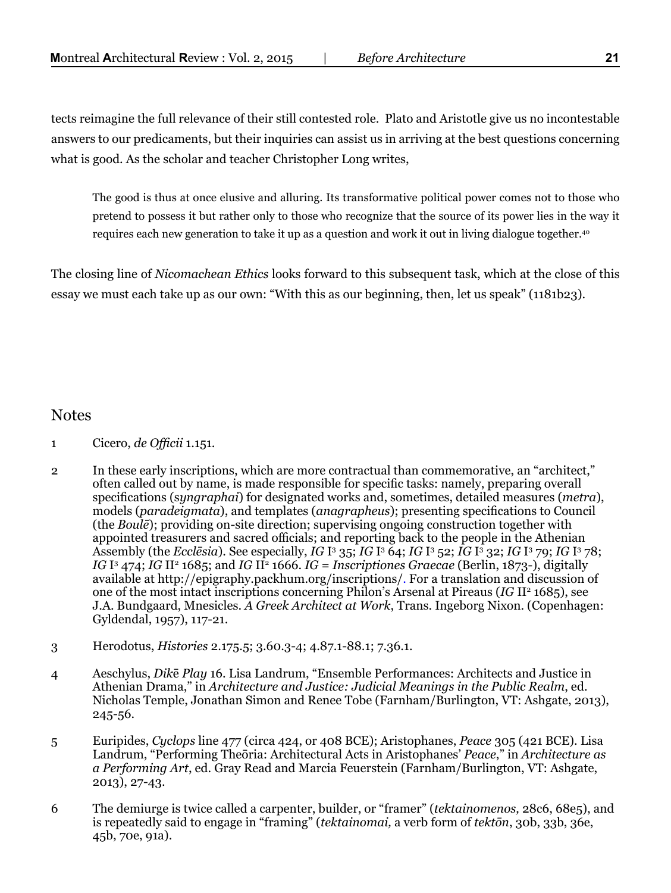tects reimagine the full relevance of their still contested role. Plato and Aristotle give us no incontestable answers to our predicaments, but their inquiries can assist us in arriving at the best questions concerning what is good. As the scholar and teacher Christopher Long writes,

> The good is thus at once elusive and alluring. Its transformative political power comes not to those who pretend to possess it but rather only to those who recognize that the source of its power lies in the way it requires each new generation to take it up as a question and work it out in living dialogue together.[40]

The closing line of *Nicomachean Ethics* looks forward to this subsequent task, which at the close of this essay we must each take up as our own: "With this as our beginning, then, let us speak" (1181b23).

## Notes

1. Cicero, *de Officii* 1.151.

2. In these early inscriptions, which are more contractual than commemorative, an "architect," often called out by name, is made responsible for specific tasks: namely, preparing overall specifications (*syngraphai*) for designated works and, sometimes, detailed measures (*metra*), models (*paradeigmata*), and templates (*anagrapheus*); presenting specifications to Council (the *Boulē*); providing on-site direction; supervising ongoing construction together with appointed treasurers and sacred officials; and reporting back to the people in the Athenian Assembly (the *Ecclēsia*). See especially, *IG* I[3] 35; *IG* I[3] 64; *IG* I[3] 52; *IG* I[3] 32; *IG* I[3] 79; *IG* I[3] 78; *IG* I[3] 474; *IG* II[2] 1685; and *IG* II[2] 1666. *IG = Inscriptiones Graecae* (Berlin, 1873-), digitally available at http://epigraphy.packhum.org/inscriptions/. For a translation and discussion of one of the most intact inscriptions concerning Philon's Arsenal at Pireaus (*IG* II[2] 1685), see J.A. Bundgaard, Mnesicles. *A Greek Architect at Work*, Trans. Ingeborg Nixon. (Copenhagen: Gyldendal, 1957), 117-21.

3. Herodotus, *Histories* 2.175.5; 3.60.3-4; 4.87.1-88.1; 7.36.1.

4. Aeschylus, *Dikē Play* 16. Lisa Landrum, "Ensemble Performances: Architects and Justice in Athenian Drama," in *Architecture and Justice: Judicial Meanings in the Public Realm*, ed. Nicholas Temple, Jonathan Simon and Renee Tobe (Farnham/Burlington, VT: Ashgate, 2013), 245-56.

5. Euripides, *Cyclops* line 477 (circa 424, or 408 BCE); Aristophanes, *Peace* 305 (421 BCE). Lisa Landrum, "Performing Theōria: Architectural Acts in Aristophanes' *Peace*," in *Architecture as a Performing Art*, ed. Gray Read and Marcia Feuerstein (Farnham/Burlington, VT: Ashgate, 2013), 27-43.

6. The demiurge is twice called a carpenter, builder, or "framer" (*tektainomenos,* 28c6, 68e5), and is repeatedly said to engage in "framing" (*tektainomai,* a verb form of *tektōn*, 30b, 33b, 36e, 45b, 70e, 91a).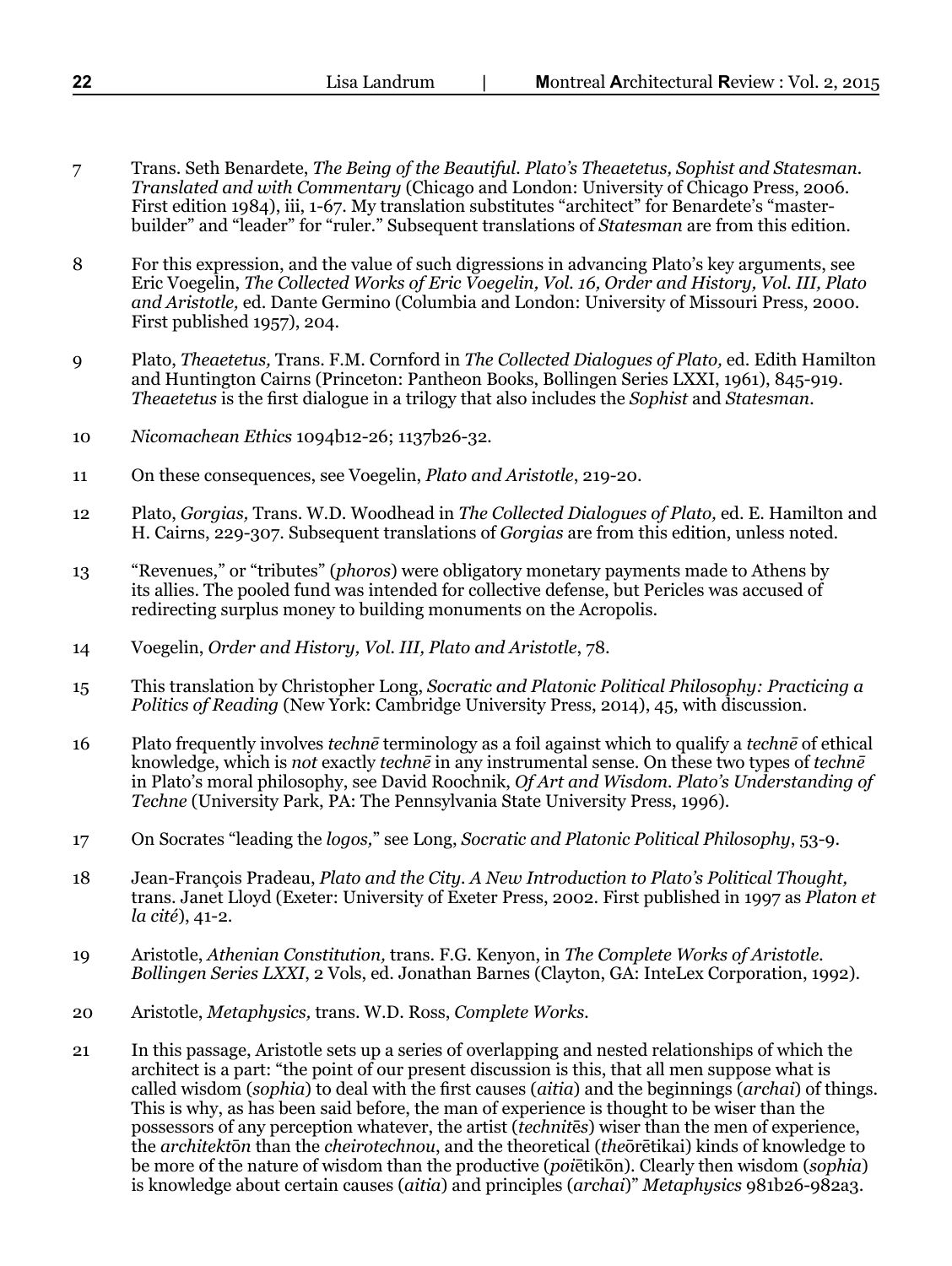7 Trans. Seth Benardete, *The Being of the Beautiful. Plato's Theaetetus, Sophist and Statesman. Translated and with Commentary* (Chicago and London: University of Chicago Press, 2006. First edition 1984), iii, 1-67. My translation substitutes "architect" for Benardete's "master-builder" and "leader" for "ruler." Subsequent translations of *Statesman* are from this edition.

8 For this expression, and the value of such digressions in advancing Plato's key arguments, see Eric Voegelin, *The Collected Works of Eric Voegelin, Vol. 16, Order and History, Vol. III, Plato and Aristotle,* ed. Dante Germino (Columbia and London: University of Missouri Press, 2000. First published 1957), 204.

9 Plato, *Theaetetus,* Trans. F.M. Cornford in *The Collected Dialogues of Plato,* ed. Edith Hamilton and Huntington Cairns (Princeton: Pantheon Books, Bollingen Series LXXI, 1961), 845-919. *Theaetetus* is the first dialogue in a trilogy that also includes the *Sophist* and *Statesman*.

10 *Nicomachean Ethics* 1094b12-26; 1137b26-32.

11 On these consequences, see Voegelin, *Plato and Aristotle*, 219-20.

12 Plato, *Gorgias,* Trans. W.D. Woodhead in *The Collected Dialogues of Plato,* ed. E. Hamilton and H. Cairns, 229-307. Subsequent translations of *Gorgias* are from this edition, unless noted.

13 "Revenues," or "tributes" (*phoros*) were obligatory monetary payments made to Athens by its allies. The pooled fund was intended for collective defense, but Pericles was accused of redirecting surplus money to building monuments on the Acropolis.

14 Voegelin, *Order and History, Vol. III, Plato and Aristotle*, 78.

15 This translation by Christopher Long, *Socratic and Platonic Political Philosophy: Practicing a Politics of Reading* (New York: Cambridge University Press, 2014), 45, with discussion.

16 Plato frequently involves *technē* terminology as a foil against which to qualify a *technē* of ethical knowledge, which is *not* exactly *technē* in any instrumental sense. On these two types of *technē* in Plato's moral philosophy, see David Roochnik, *Of Art and Wisdom. Plato's Understanding of Techne* (University Park, PA: The Pennsylvania State University Press, 1996).

17 On Socrates "leading the *logos,*" see Long, *Socratic and Platonic Political Philosophy*, 53-9.

18 Jean-François Pradeau, *Plato and the City. A New Introduction to Plato's Political Thought,* trans. Janet Lloyd (Exeter: University of Exeter Press, 2002. First published in 1997 as *Platon et la cité*), 41-2.

19 Aristotle, *Athenian Constitution,* trans. F.G. Kenyon, in *The Complete Works of Aristotle. Bollingen Series LXXI*, 2 Vols, ed. Jonathan Barnes (Clayton, GA: InteLex Corporation, 1992).

20 Aristotle, *Metaphysics,* trans. W.D. Ross, *Complete Works.*

21 In this passage, Aristotle sets up a series of overlapping and nested relationships of which the architect is a part: "the point of our present discussion is this, that all men suppose what is called wisdom (*sophia*) to deal with the first causes (*aitia*) and the beginnings (*archai*) of things. This is why, as has been said before, the man of experience is thought to be wiser than the possessors of any perception whatever, the artist (*technitēs*) wiser than the men of experience, the *architektōn* than the *cheirotechnou*, and the theoretical (*theōrētikai*) kinds of knowledge to be more of the nature of wisdom than the productive (*poiētikōn*). Clearly then wisdom (*sophia*) is knowledge about certain causes (*aitia*) and principles (*archai*)" *Metaphysics* 981b26-982a3.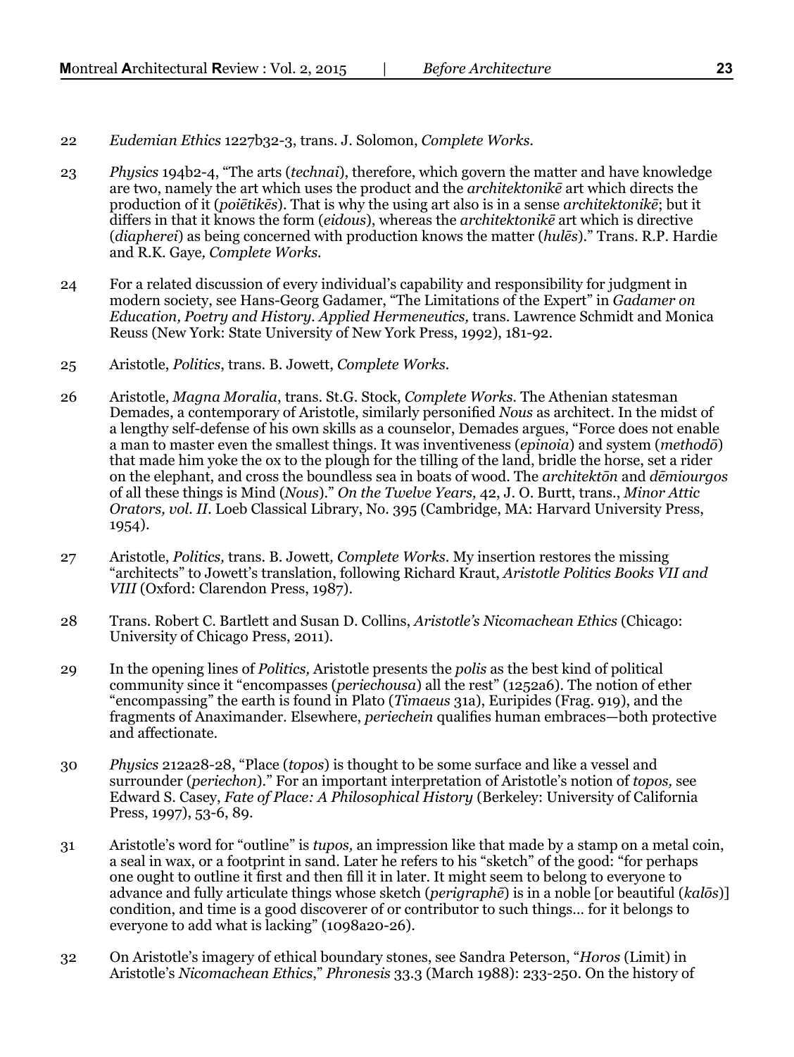22 *Eudemian Ethics* 1227b32-3, trans. J. Solomon, *Complete Works.*

23 *Physics* 194b2-4, "The arts (*technai*), therefore, which govern the matter and have knowledge are two, namely the art which uses the product and the *architektonikē* art which directs the production of it (*poiētikēs*). That is why the using art also is in a sense *architektonikē*; but it differs in that it knows the form (*eidous*), whereas the *architektonikē* art which is directive (*diapherei*) as being concerned with production knows the matter (*hulēs*)." Trans. R.P. Hardie and R.K. Gaye*, Complete Works.*

24 For a related discussion of every individual's capability and responsibility for judgment in modern society, see Hans-Georg Gadamer, "The Limitations of the Expert" in *Gadamer on Education, Poetry and History. Applied Hermeneutics,* trans. Lawrence Schmidt and Monica Reuss (New York: State University of New York Press, 1992), 181-92.

25 Aristotle, *Politics*, trans. B. Jowett, *Complete Works.*

26 Aristotle, *Magna Moralia*, trans. St.G. Stock, *Complete Works*. The Athenian statesman Demades, a contemporary of Aristotle, similarly personified *Nous* as architect. In the midst of a lengthy self-defense of his own skills as a counselor, Demades argues, "Force does not enable a man to master even the smallest things. It was inventiveness (*epinoia*) and system (*methodō*) that made him yoke the ox to the plough for the tilling of the land, bridle the horse, set a rider on the elephant, and cross the boundless sea in boats of wood. The *architektōn* and *dēmiourgos* of all these things is Mind (*Nous*)." *On the Twelve Years,* 42, J. O. Burtt, trans., *Minor Attic Orators, vol. II*. Loeb Classical Library, No. 395 (Cambridge, MA: Harvard University Press, 1954).

27 Aristotle, *Politics,* trans. B. Jowett*, Complete Works*. My insertion restores the missing "architects" to Jowett's translation, following Richard Kraut, *Aristotle Politics Books VII and VIII* (Oxford: Clarendon Press, 1987).

28 Trans. Robert C. Bartlett and Susan D. Collins, *Aristotle's Nicomachean Ethics* (Chicago: University of Chicago Press, 2011).

29 In the opening lines of *Politics,* Aristotle presents the *polis* as the best kind of political community since it "encompasses (*periechousa*) all the rest" (1252a6). The notion of ether "encompassing" the earth is found in Plato (*Timaeus* 31a), Euripides (Frag. 919), and the fragments of Anaximander. Elsewhere, *periechein* qualifies human embraces—both protective and affectionate.

30 *Physics* 212a28-28, "Place (*topos*) is thought to be some surface and like a vessel and surrounder (*periechon*)." For an important interpretation of Aristotle's notion of *topos,* see Edward S. Casey, *Fate of Place: A Philosophical History* (Berkeley: University of California Press, 1997), 53-6, 89.

31 Aristotle's word for "outline" is *tupos,* an impression like that made by a stamp on a metal coin, a seal in wax, or a footprint in sand. Later he refers to his "sketch" of the good: "for perhaps one ought to outline it first and then fill it in later. It might seem to belong to everyone to advance and fully articulate things whose sketch (*perigraphē*) is in a noble [or beautiful (*kalōs*)] condition, and time is a good discoverer of or contributor to such things… for it belongs to everyone to add what is lacking" (1098a20-26).

32 On Aristotle's imagery of ethical boundary stones, see Sandra Peterson, "*Horos* (Limit) in Aristotle's *Nicomachean Ethics*," *Phronesis* 33.3 (March 1988): 233-250. On the history of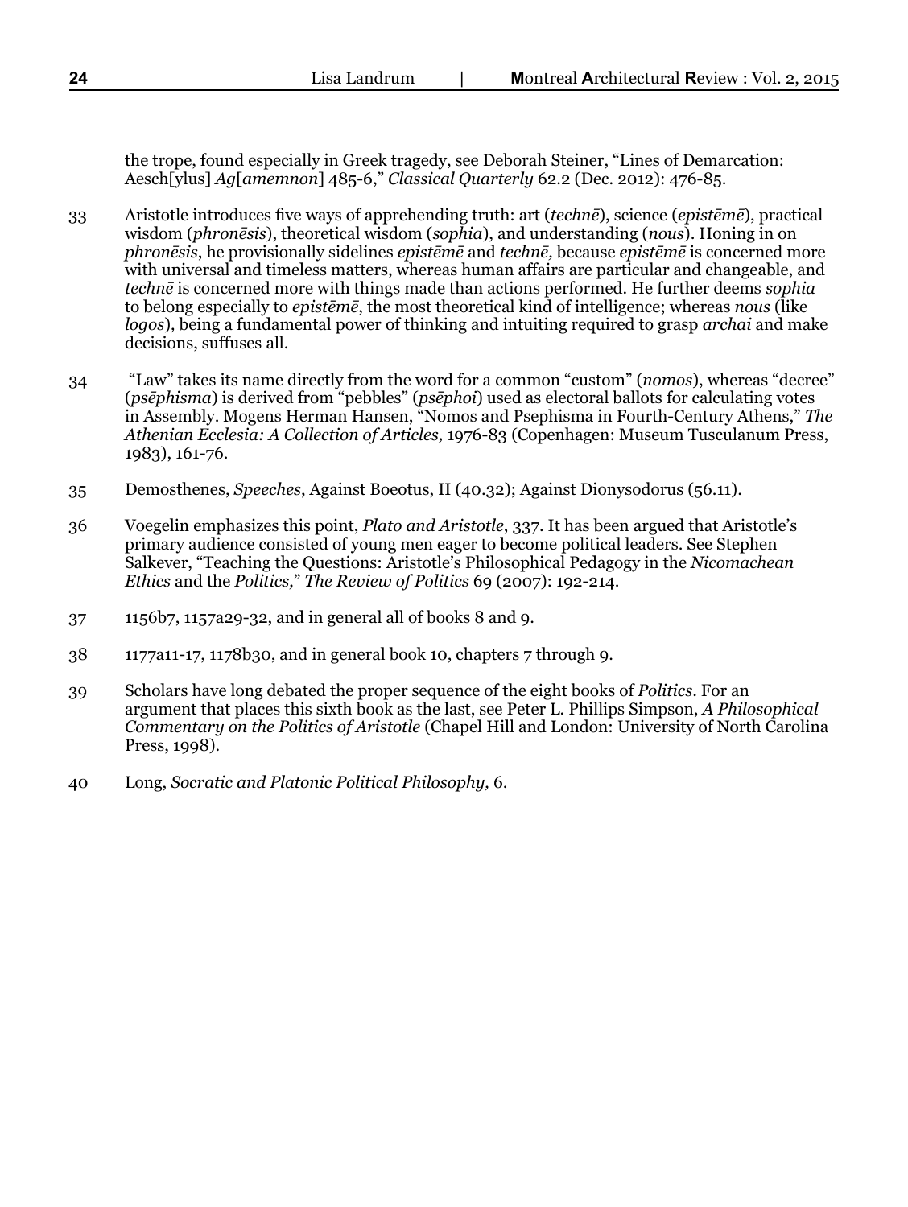the trope, found especially in Greek tragedy, see Deborah Steiner, "Lines of Demarcation: Aesch[ylus] *Ag*[*amemnon*] 485-6," *Classical Quarterly* 62.2 (Dec. 2012): 476-85.

33 Aristotle introduces five ways of apprehending truth: art (*technē*), science (*epistēmē*), practical wisdom (*phronēsis*), theoretical wisdom (*sophia*), and understanding (*nous*). Honing in on *phronēsis*, he provisionally sidelines *epistēmē* and *technē*, because *epistēmē* is concerned more with universal and timeless matters, whereas human affairs are particular and changeable, and *technē* is concerned more with things made than actions performed. He further deems *sophia* to belong especially to *epistēmē*, the most theoretical kind of intelligence; whereas *nous* (like *logos*), being a fundamental power of thinking and intuiting required to grasp *archai* and make decisions, suffuses all.

34 "Law" takes its name directly from the word for a common "custom" (*nomos*), whereas "decree" (*psēphisma*) is derived from "pebbles" (*psēphoi*) used as electoral ballots for calculating votes in Assembly. Mogens Herman Hansen, "Nomos and Psephisma in Fourth-Century Athens," *The Athenian Ecclesia: A Collection of Articles,* 1976-83 (Copenhagen: Museum Tusculanum Press, 1983), 161-76.

35 Demosthenes, *Speeches*, Against Boeotus, II (40.32); Against Dionysodorus (56.11).

36 Voegelin emphasizes this point, *Plato and Aristotle*, 337. It has been argued that Aristotle's primary audience consisted of young men eager to become political leaders. See Stephen Salkever, "Teaching the Questions: Aristotle's Philosophical Pedagogy in the *Nicomachean Ethics* and the *Politics,*" *The Review of Politics* 69 (2007): 192-214.

37 1156b7, 1157a29-32, and in general all of books 8 and 9.

38 1177a11-17, 1178b30, and in general book 10, chapters 7 through 9.

39 Scholars have long debated the proper sequence of the eight books of *Politics*. For an argument that places this sixth book as the last, see Peter L. Phillips Simpson, *A Philosophical Commentary on the Politics of Aristotle* (Chapel Hill and London: University of North Carolina Press, 1998).

40 Long, *Socratic and Platonic Political Philosophy,* 6.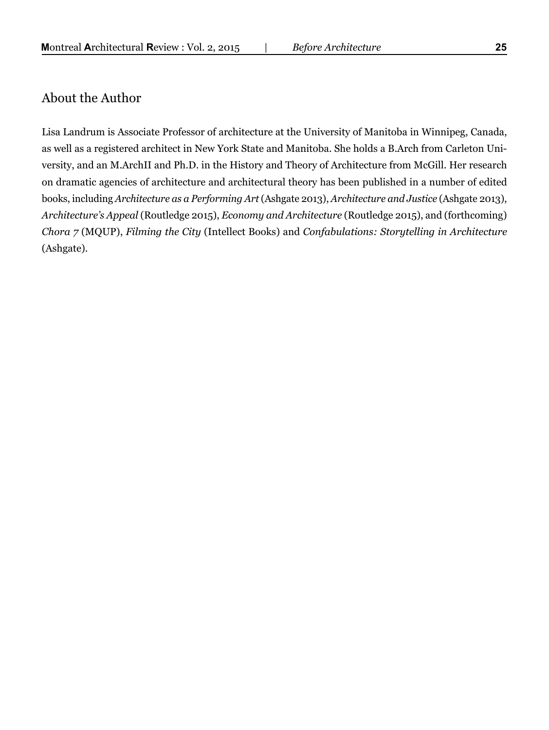## About the Author

Lisa Landrum is Associate Professor of architecture at the University of Manitoba in Winnipeg, Canada, as well as a registered architect in New York State and Manitoba. She holds a B.Arch from Carleton University, and an M.ArchII and Ph.D. in the History and Theory of Architecture from McGill. Her research on dramatic agencies of architecture and architectural theory has been published in a number of edited books, including *Architecture as a Performing Art* (Ashgate 2013), *Architecture and Justice* (Ashgate 2013), *Architecture's Appeal* (Routledge 2015), *Economy and Architecture* (Routledge 2015), and (forthcoming) *Chora 7* (MQUP), *Filming the City* (Intellect Books) and *Confabulations: Storytelling in Architecture* (Ashgate).